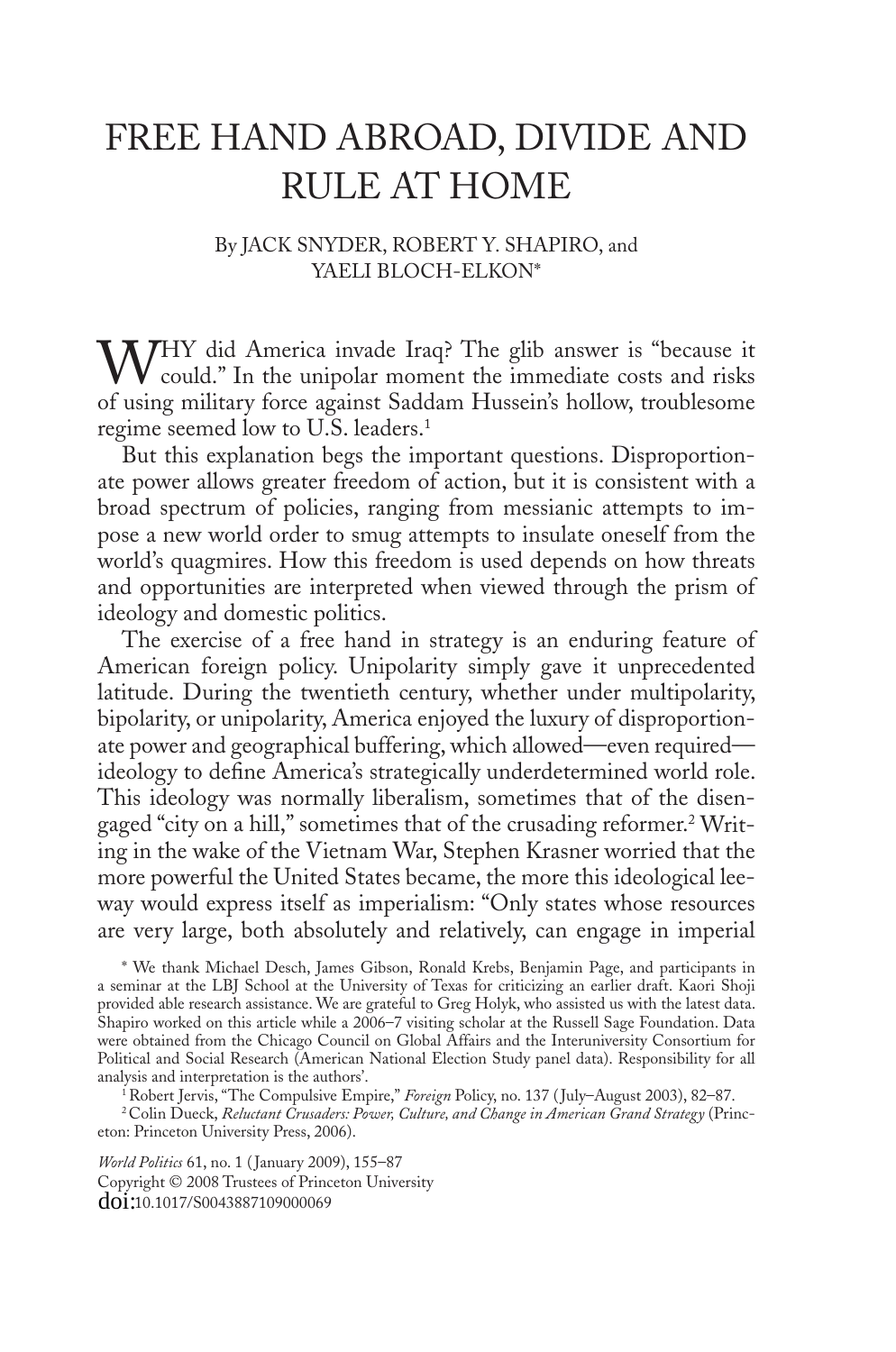# FREE HAND ABROAD, DIVIDE AND RULE AT HOME

By JACK SNYDER, ROBERT Y. SHAPIRO, and YAELI BLOCH-ELKON*

WHY did America invade Iraq? The glib answer is "because it could." In the unipolar moment the immediate costs and risks of using military force against Saddam Hussein's hollow, troublesome regime seemed low to U.S. leaders.[1]

But this explanation begs the important questions. Disproportionate power allows greater freedom of action, but it is consistent with a broad spectrum of policies, ranging from messianic attempts to impose a new world order to smug attempts to insulate oneself from the world's quagmires. How this freedom is used depends on how threats and opportunities are interpreted when viewed through the prism of ideology and domestic politics.

The exercise of a free hand in strategy is an enduring feature of American foreign policy. Unipolarity simply gave it unprecedented latitude. During the twentieth century, whether under multipolarity, bipolarity, or unipolarity, America enjoyed the luxury of disproportionate power and geographical buffering, which allowed—even required—ideology to define America's strategically underdetermined world role. This ideology was normally liberalism, sometimes that of the disengaged "city on a hill," sometimes that of the crusading reformer.[2] Writing in the wake of the Vietnam War, Stephen Krasner worried that the more powerful the United States became, the more this ideological leeway would express itself as imperialism: "Only states whose resources are very large, both absolutely and relatively, can engage in imperial

\* We thank Michael Desch, James Gibson, Ronald Krebs, Benjamin Page, and participants in a seminar at the LBJ School at the University of Texas for criticizing an earlier draft. Kaori Shoji provided able research assistance. We are grateful to Greg Holyk, who assisted us with the latest data. Shapiro worked on this article while a 2006–7 visiting scholar at the Russell Sage Foundation. Data were obtained from the Chicago Council on Global Affairs and the Interuniversity Consortium for Political and Social Research (American National Election Study panel data). Responsibility for all analysis and interpretation is the authors'.

[1] Robert Jervis, "The Compulsive Empire," *Foreign* Policy, no. 137 (July–August 2003), 82–87.

[2] Colin Dueck, *Reluctant Crusaders: Power, Culture, and Change in American Grand Strategy* (Princeton: Princeton University Press, 2006).

*World Politics* 61, no. 1 (January 2009), 155–87
Copyright © 2008 Trustees of Princeton University
doi:10.1017/S0043887109000069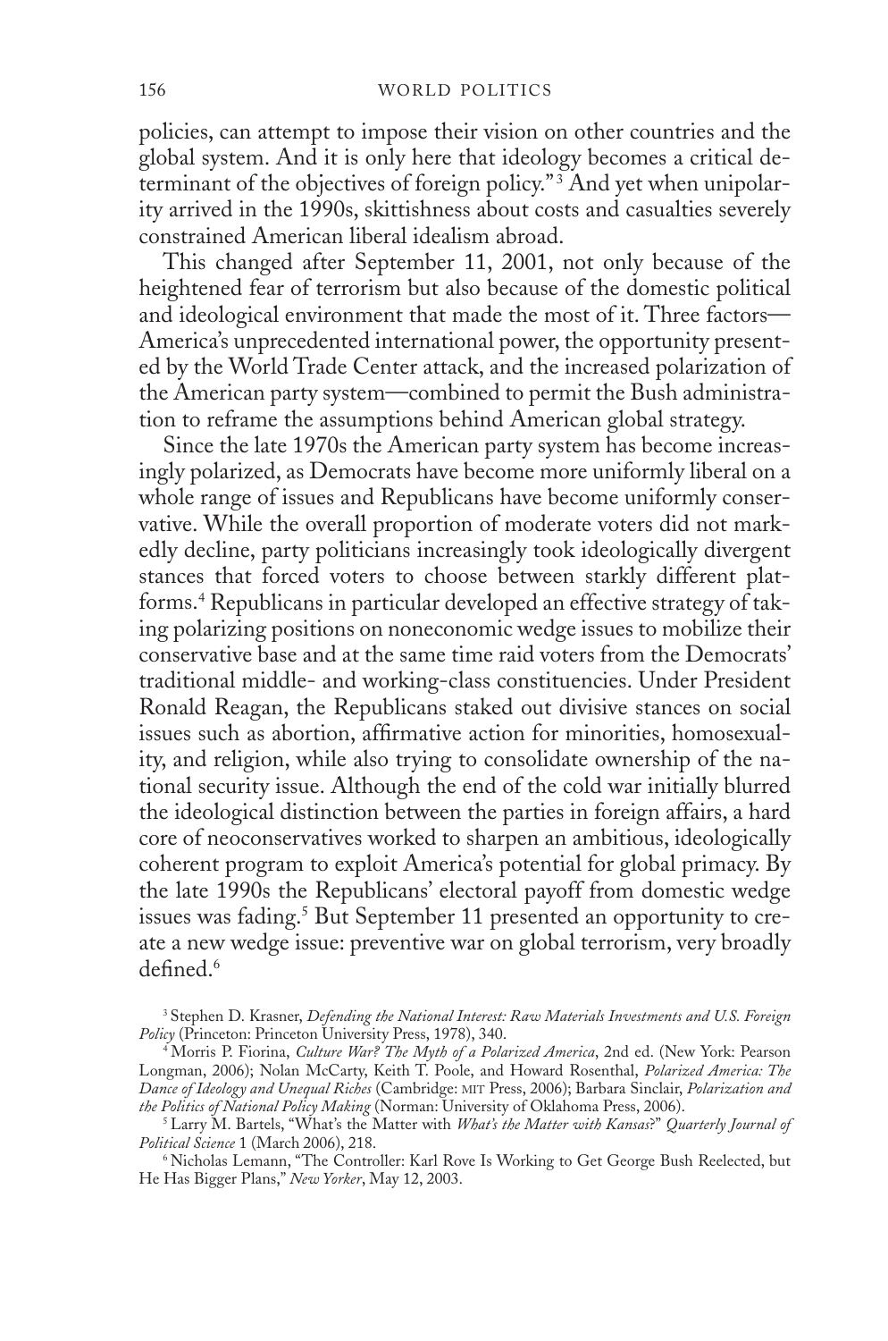policies, can attempt to impose their vision on other countries and the global system. And it is only here that ideology becomes a critical determinant of the objectives of foreign policy."[3] And yet when unipolarity arrived in the 1990s, skittishness about costs and casualties severely constrained American liberal idealism abroad.

This changed after September 11, 2001, not only because of the heightened fear of terrorism but also because of the domestic political and ideological environment that made the most of it. Three factors—America's unprecedented international power, the opportunity presented by the World Trade Center attack, and the increased polarization of the American party system—combined to permit the Bush administration to reframe the assumptions behind American global strategy.

Since the late 1970s the American party system has become increasingly polarized, as Democrats have become more uniformly liberal on a whole range of issues and Republicans have become uniformly conservative. While the overall proportion of moderate voters did not markedly decline, party politicians increasingly took ideologically divergent stances that forced voters to choose between starkly different platforms.[4] Republicans in particular developed an effective strategy of taking polarizing positions on noneconomic wedge issues to mobilize their conservative base and at the same time raid voters from the Democrats' traditional middle- and working-class constituencies. Under President Ronald Reagan, the Republicans staked out divisive stances on social issues such as abortion, affirmative action for minorities, homosexuality, and religion, while also trying to consolidate ownership of the national security issue. Although the end of the cold war initially blurred the ideological distinction between the parties in foreign affairs, a hard core of neoconservatives worked to sharpen an ambitious, ideologically coherent program to exploit America's potential for global primacy. By the late 1990s the Republicans' electoral payoff from domestic wedge issues was fading.[5] But September 11 presented an opportunity to create a new wedge issue: preventive war on global terrorism, very broadly defined.[6]

[3] Stephen D. Krasner, *Defending the National Interest: Raw Materials Investments and U.S. Foreign Policy* (Princeton: Princeton University Press, 1978), 340.

[4] Morris P. Fiorina, *Culture War? The Myth of a Polarized America*, 2nd ed. (New York: Pearson Longman, 2006); Nolan McCarty, Keith T. Poole, and Howard Rosenthal, *Polarized America: The Dance of Ideology and Unequal Riches* (Cambridge: MIT Press, 2006); Barbara Sinclair, *Polarization and the Politics of National Policy Making* (Norman: University of Oklahoma Press, 2006).

[5] Larry M. Bartels, "What's the Matter with *What's the Matter with Kansas*?" *Quarterly Journal of Political Science* 1 (March 2006), 218.

[6] Nicholas Lemann, "The Controller: Karl Rove Is Working to Get George Bush Reelected, but He Has Bigger Plans," *New Yorker*, May 12, 2003.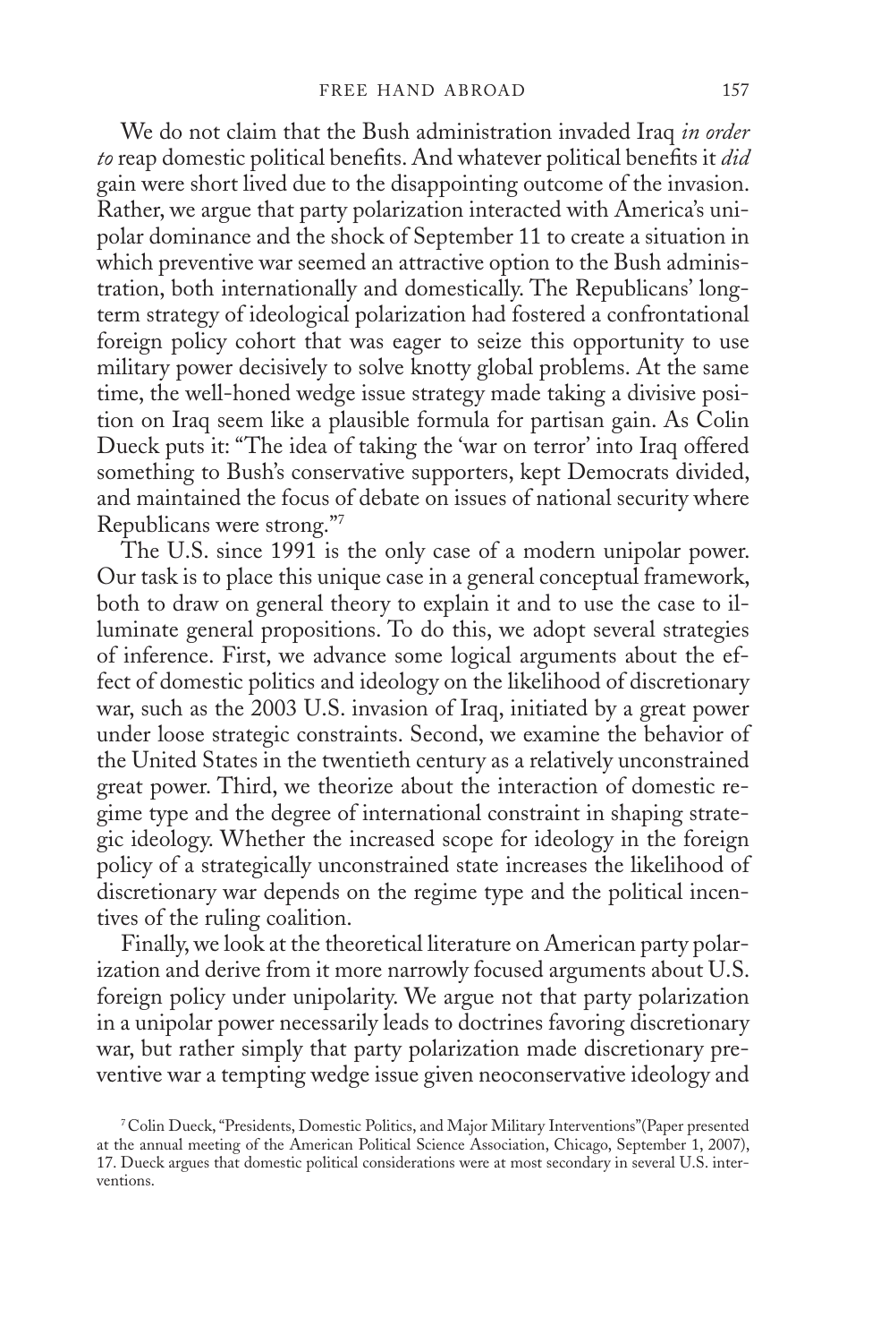We do not claim that the Bush administration invaded Iraq *in order to* reap domestic political benefits. And whatever political benefits it *did* gain were short lived due to the disappointing outcome of the invasion. Rather, we argue that party polarization interacted with America's unipolar dominance and the shock of September 11 to create a situation in which preventive war seemed an attractive option to the Bush administration, both internationally and domestically. The Republicans' long-term strategy of ideological polarization had fostered a confrontational foreign policy cohort that was eager to seize this opportunity to use military power decisively to solve knotty global problems. At the same time, the well-honed wedge issue strategy made taking a divisive position on Iraq seem like a plausible formula for partisan gain. As Colin Dueck puts it: "The idea of taking the 'war on terror' into Iraq offered something to Bush's conservative supporters, kept Democrats divided, and maintained the focus of debate on issues of national security where Republicans were strong."[7]

The U.S. since 1991 is the only case of a modern unipolar power. Our task is to place this unique case in a general conceptual framework, both to draw on general theory to explain it and to use the case to illuminate general propositions. To do this, we adopt several strategies of inference. First, we advance some logical arguments about the effect of domestic politics and ideology on the likelihood of discretionary war, such as the 2003 U.S. invasion of Iraq, initiated by a great power under loose strategic constraints. Second, we examine the behavior of the United States in the twentieth century as a relatively unconstrained great power. Third, we theorize about the interaction of domestic regime type and the degree of international constraint in shaping strategic ideology. Whether the increased scope for ideology in the foreign policy of a strategically unconstrained state increases the likelihood of discretionary war depends on the regime type and the political incentives of the ruling coalition.

Finally, we look at the theoretical literature on American party polarization and derive from it more narrowly focused arguments about U.S. foreign policy under unipolarity. We argue not that party polarization in a unipolar power necessarily leads to doctrines favoring discretionary war, but rather simply that party polarization made discretionary preventive war a tempting wedge issue given neoconservative ideology and

[7] Colin Dueck, "Presidents, Domestic Politics, and Major Military Interventions"(Paper presented at the annual meeting of the American Political Science Association, Chicago, September 1, 2007), 17. Dueck argues that domestic political considerations were at most secondary in several U.S. interventions.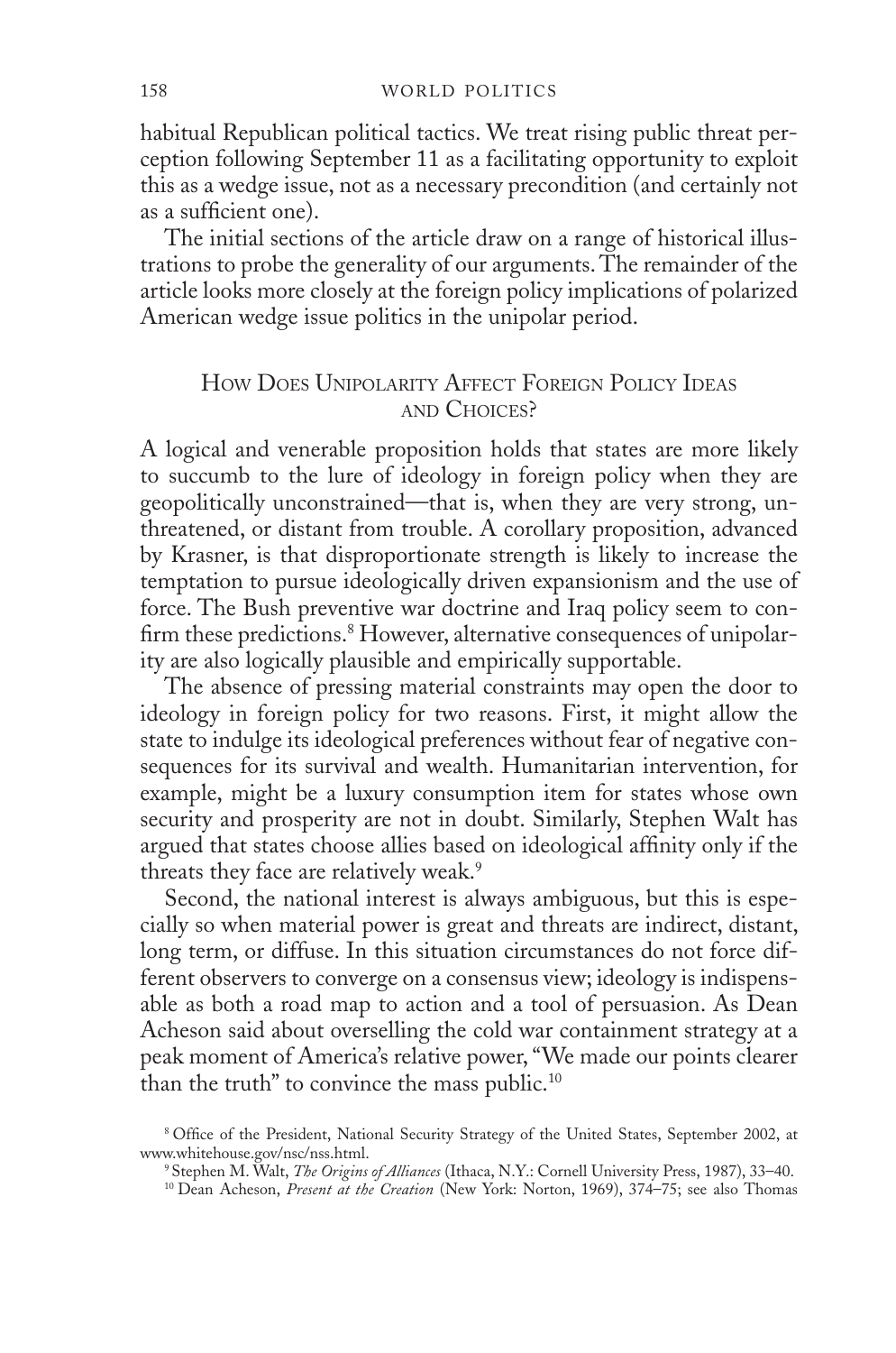habitual Republican political tactics. We treat rising public threat perception following September 11 as a facilitating opportunity to exploit this as a wedge issue, not as a necessary precondition (and certainly not as a sufficient one).

The initial sections of the article draw on a range of historical illustrations to probe the generality of our arguments. The remainder of the article looks more closely at the foreign policy implications of polarized American wedge issue politics in the unipolar period.

## How Does Unipolarity Affect Foreign Policy Ideas and Choices?

A logical and venerable proposition holds that states are more likely to succumb to the lure of ideology in foreign policy when they are geopolitically unconstrained—that is, when they are very strong, unthreatened, or distant from trouble. A corollary proposition, advanced by Krasner, is that disproportionate strength is likely to increase the temptation to pursue ideologically driven expansionism and the use of force. The Bush preventive war doctrine and Iraq policy seem to confirm these predictions.[8] However, alternative consequences of unipolarity are also logically plausible and empirically supportable.

The absence of pressing material constraints may open the door to ideology in foreign policy for two reasons. First, it might allow the state to indulge its ideological preferences without fear of negative consequences for its survival and wealth. Humanitarian intervention, for example, might be a luxury consumption item for states whose own security and prosperity are not in doubt. Similarly, Stephen Walt has argued that states choose allies based on ideological affinity only if the threats they face are relatively weak.[9]

Second, the national interest is always ambiguous, but this is especially so when material power is great and threats are indirect, distant, long term, or diffuse. In this situation circumstances do not force different observers to converge on a consensus view; ideology is indispensable as both a road map to action and a tool of persuasion. As Dean Acheson said about overselling the cold war containment strategy at a peak moment of America's relative power, "We made our points clearer than the truth" to convince the mass public.[10]

[8] Office of the President, National Security Strategy of the United States, September 2002, at www.whitehouse.gov/nsc/nss.html.

[9] Stephen M. Walt, *The Origins of Alliances* (Ithaca, N.Y.: Cornell University Press, 1987), 33–40.

[10] Dean Acheson, *Present at the Creation* (New York: Norton, 1969), 374–75; see also Thomas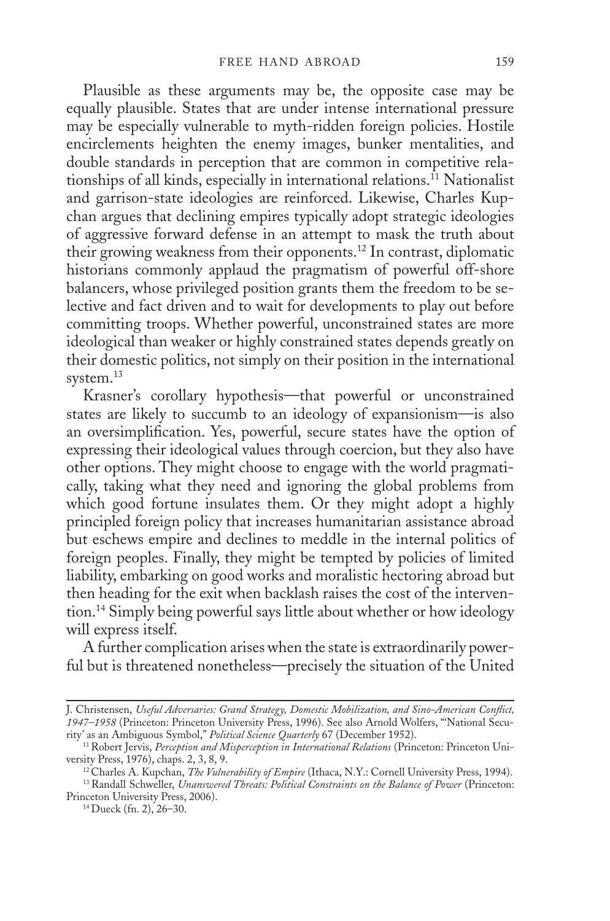Plausible as these arguments may be, the opposite case may be equally plausible. States that are under intense international pressure may be especially vulnerable to myth-ridden foreign policies. Hostile encirclements heighten the enemy images, bunker mentalities, and double standards in perception that are common in competitive relationships of all kinds, especially in international relations.[11] Nationalist and garrison-state ideologies are reinforced. Likewise, Charles Kupchan argues that declining empires typically adopt strategic ideologies of aggressive forward defense in an attempt to mask the truth about their growing weakness from their opponents.[12] In contrast, diplomatic historians commonly applaud the pragmatism of powerful off-shore balancers, whose privileged position grants them the freedom to be selective and fact driven and to wait for developments to play out before committing troops. Whether powerful, unconstrained states are more ideological than weaker or highly constrained states depends greatly on their domestic politics, not simply on their position in the international system.[13]

Krasner's corollary hypothesis—that powerful or unconstrained states are likely to succumb to an ideology of expansionism—is also an oversimplification. Yes, powerful, secure states have the option of expressing their ideological values through coercion, but they also have other options. They might choose to engage with the world pragmatically, taking what they need and ignoring the global problems from which good fortune insulates them. Or they might adopt a highly principled foreign policy that increases humanitarian assistance abroad but eschews empire and declines to meddle in the internal politics of foreign peoples. Finally, they might be tempted by policies of limited liability, embarking on good works and moralistic hectoring abroad but then heading for the exit when backlash raises the cost of the intervention.[14] Simply being powerful says little about whether or how ideology will express itself.

A further complication arises when the state is extraordinarily powerful but is threatened nonetheless—precisely the situation of the United

---

J. Christensen, *Useful Adversaries: Grand Strategy, Domestic Mobilization, and Sino-American Conflict, 1947–1958* (Princeton: Princeton University Press, 1996). See also Arnold Wolfers, "'National Security' as an Ambiguous Symbol," *Political Science Quarterly* 67 (December 1952).

[11] Robert Jervis, *Perception and Misperception in International Relations* (Princeton: Princeton University Press, 1976), chaps. 2, 3, 8, 9.

[12] Charles A. Kupchan, *The Vulnerability of Empire* (Ithaca, N.Y.: Cornell University Press, 1994).

[13] Randall Schweller, *Unanswered Threats: Political Constraints on the Balance of Power* (Princeton: Princeton University Press, 2006).

[14] Dueck (fn. 2), 26–30.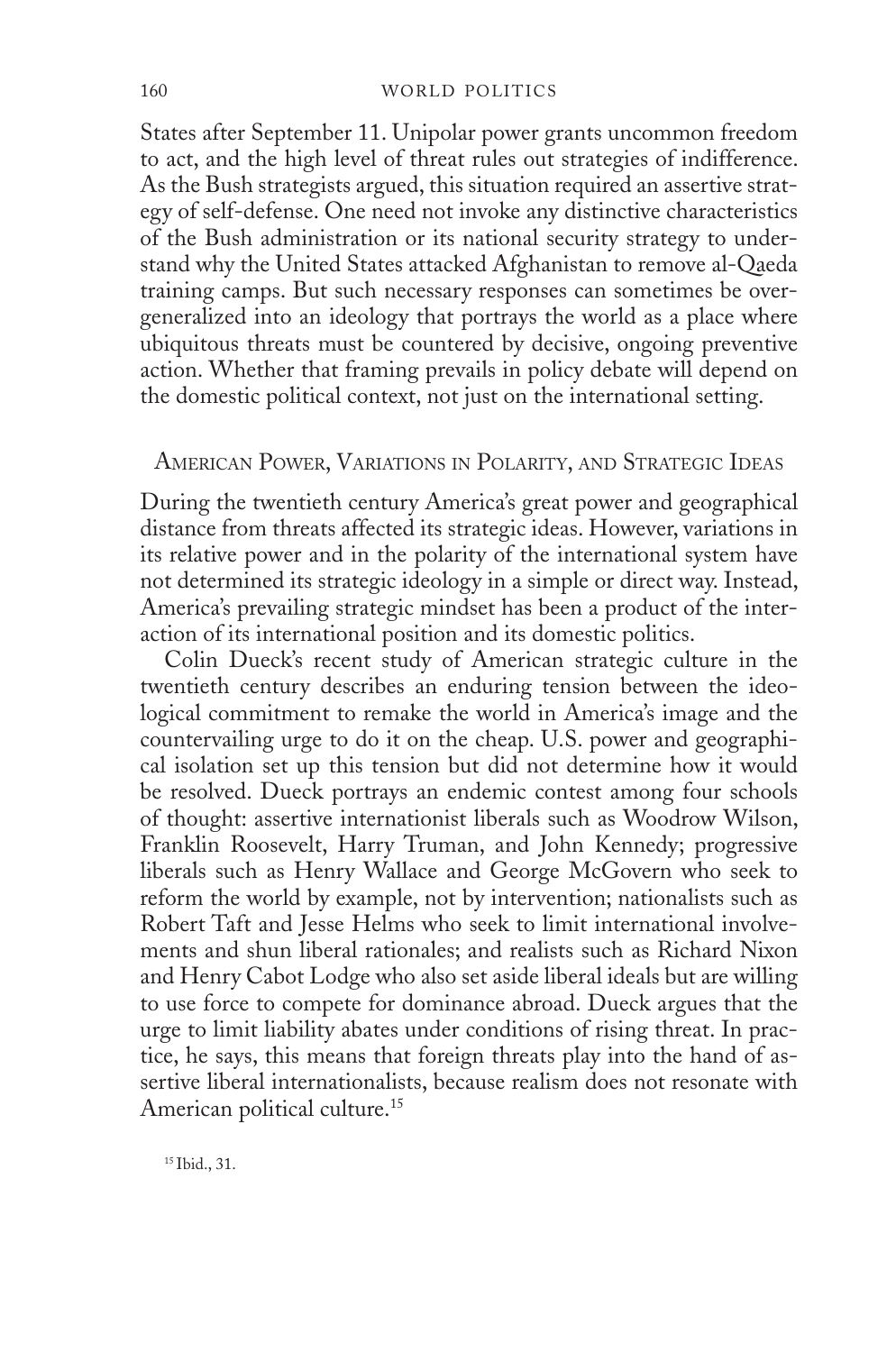States after September 11. Unipolar power grants uncommon freedom to act, and the high level of threat rules out strategies of indifference. As the Bush strategists argued, this situation required an assertive strategy of self-defense. One need not invoke any distinctive characteristics of the Bush administration or its national security strategy to understand why the United States attacked Afghanistan to remove al-Qaeda training camps. But such necessary responses can sometimes be overgeneralized into an ideology that portrays the world as a place where ubiquitous threats must be countered by decisive, ongoing preventive action. Whether that framing prevails in policy debate will depend on the domestic political context, not just on the international setting.

## American Power, Variations in Polarity, and Strategic Ideas

During the twentieth century America's great power and geographical distance from threats affected its strategic ideas. However, variations in its relative power and in the polarity of the international system have not determined its strategic ideology in a simple or direct way. Instead, America's prevailing strategic mindset has been a product of the interaction of its international position and its domestic politics.

Colin Dueck's recent study of American strategic culture in the twentieth century describes an enduring tension between the ideological commitment to remake the world in America's image and the countervailing urge to do it on the cheap. U.S. power and geographical isolation set up this tension but did not determine how it would be resolved. Dueck portrays an endemic contest among four schools of thought: assertive internationalist liberals such as Woodrow Wilson, Franklin Roosevelt, Harry Truman, and John Kennedy; progressive liberals such as Henry Wallace and George McGovern who seek to reform the world by example, not by intervention; nationalists such as Robert Taft and Jesse Helms who seek to limit international involvements and shun liberal rationales; and realists such as Richard Nixon and Henry Cabot Lodge who also set aside liberal ideals but are willing to use force to compete for dominance abroad. Dueck argues that the urge to limit liability abates under conditions of rising threat. In practice, he says, this means that foreign threats play into the hand of assertive liberal internationalists, because realism does not resonate with American political culture.[15]

[15] Ibid., 31.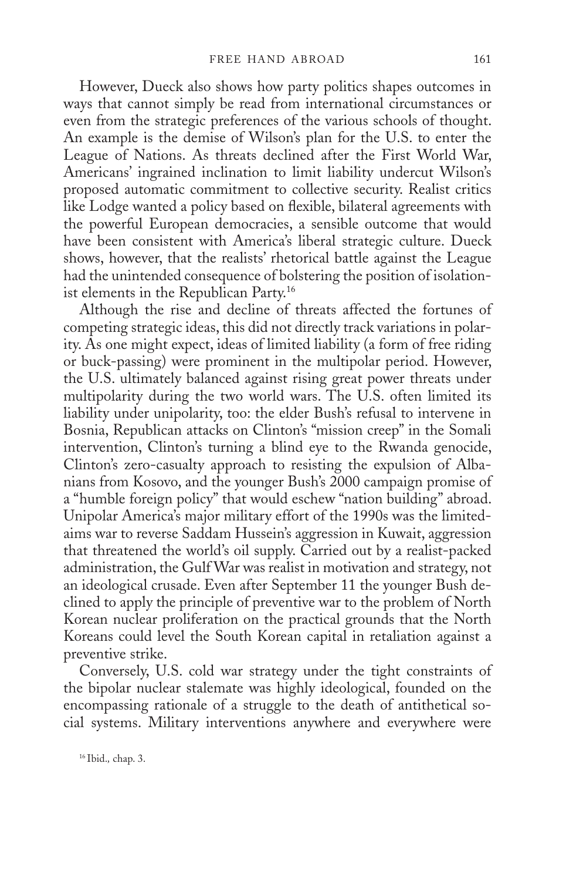However, Dueck also shows how party politics shapes outcomes in ways that cannot simply be read from international circumstances or even from the strategic preferences of the various schools of thought. An example is the demise of Wilson's plan for the U.S. to enter the League of Nations. As threats declined after the First World War, Americans' ingrained inclination to limit liability undercut Wilson's proposed automatic commitment to collective security. Realist critics like Lodge wanted a policy based on flexible, bilateral agreements with the powerful European democracies, a sensible outcome that would have been consistent with America's liberal strategic culture. Dueck shows, however, that the realists' rhetorical battle against the League had the unintended consequence of bolstering the position of isolationist elements in the Republican Party.[16]

Although the rise and decline of threats affected the fortunes of competing strategic ideas, this did not directly track variations in polarity. As one might expect, ideas of limited liability (a form of free riding or buck-passing) were prominent in the multipolar period. However, the U.S. ultimately balanced against rising great power threats under multipolarity during the two world wars. The U.S. often limited its liability under unipolarity, too: the elder Bush's refusal to intervene in Bosnia, Republican attacks on Clinton's "mission creep" in the Somali intervention, Clinton's turning a blind eye to the Rwanda genocide, Clinton's zero-casualty approach to resisting the expulsion of Albanians from Kosovo, and the younger Bush's 2000 campaign promise of a "humble foreign policy" that would eschew "nation building" abroad. Unipolar America's major military effort of the 1990s was the limited-aims war to reverse Saddam Hussein's aggression in Kuwait, aggression that threatened the world's oil supply. Carried out by a realist-packed administration, the Gulf War was realist in motivation and strategy, not an ideological crusade. Even after September 11 the younger Bush declined to apply the principle of preventive war to the problem of North Korean nuclear proliferation on the practical grounds that the North Koreans could level the South Korean capital in retaliation against a preventive strike.

Conversely, U.S. cold war strategy under the tight constraints of the bipolar nuclear stalemate was highly ideological, founded on the encompassing rationale of a struggle to the death of antithetical social systems. Military interventions anywhere and everywhere were

[16] Ibid., chap. 3.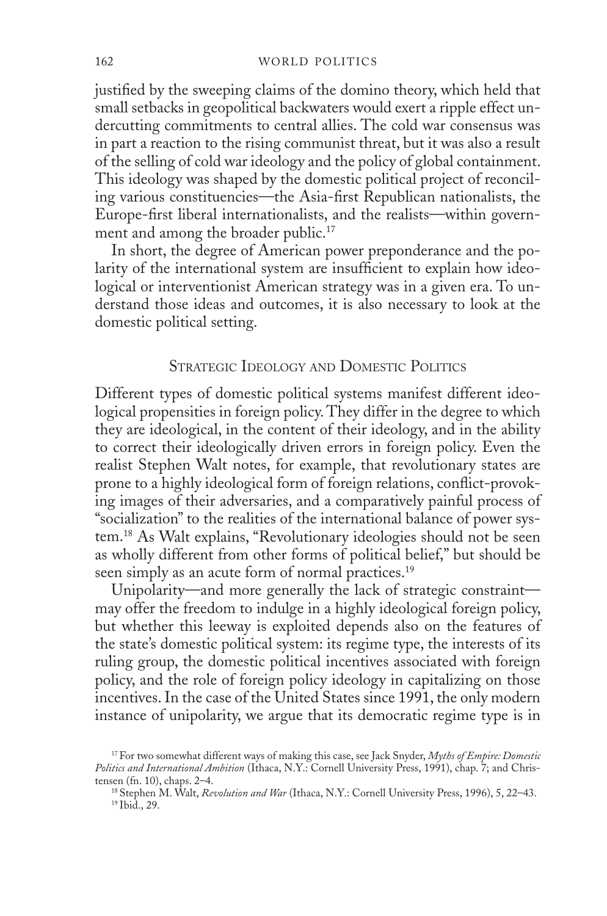justified by the sweeping claims of the domino theory, which held that small setbacks in geopolitical backwaters would exert a ripple effect undercutting commitments to central allies. The cold war consensus was in part a reaction to the rising communist threat, but it was also a result of the selling of cold war ideology and the policy of global containment. This ideology was shaped by the domestic political project of reconciling various constituencies—the Asia-first Republican nationalists, the Europe-first liberal internationalists, and the realists—within government and among the broader public.[17]

In short, the degree of American power preponderance and the polarity of the international system are insufficient to explain how ideological or interventionist American strategy was in a given era. To understand those ideas and outcomes, it is also necessary to look at the domestic political setting.

## Strategic Ideology and Domestic Politics

Different types of domestic political systems manifest different ideological propensities in foreign policy. They differ in the degree to which they are ideological, in the content of their ideology, and in the ability to correct their ideologically driven errors in foreign policy. Even the realist Stephen Walt notes, for example, that revolutionary states are prone to a highly ideological form of foreign relations, conflict-provoking images of their adversaries, and a comparatively painful process of "socialization" to the realities of the international balance of power system.[18] As Walt explains, "Revolutionary ideologies should not be seen as wholly different from other forms of political belief," but should be seen simply as an acute form of normal practices.[19]

Unipolarity—and more generally the lack of strategic constraint—may offer the freedom to indulge in a highly ideological foreign policy, but whether this leeway is exploited depends also on the features of the state's domestic political system: its regime type, the interests of its ruling group, the domestic political incentives associated with foreign policy, and the role of foreign policy ideology in capitalizing on those incentives. In the case of the United States since 1991, the only modern instance of unipolarity, we argue that its democratic regime type is in

[17] For two somewhat different ways of making this case, see Jack Snyder, *Myths of Empire: Domestic Politics and International Ambition* (Ithaca, N.Y.: Cornell University Press, 1991), chap. 7; and Christensen (fn. 10), chaps. 2–4.

[18] Stephen M. Walt, *Revolution and War* (Ithaca, N.Y.: Cornell University Press, 1996), 5, 22–43.

[19] Ibid., 29.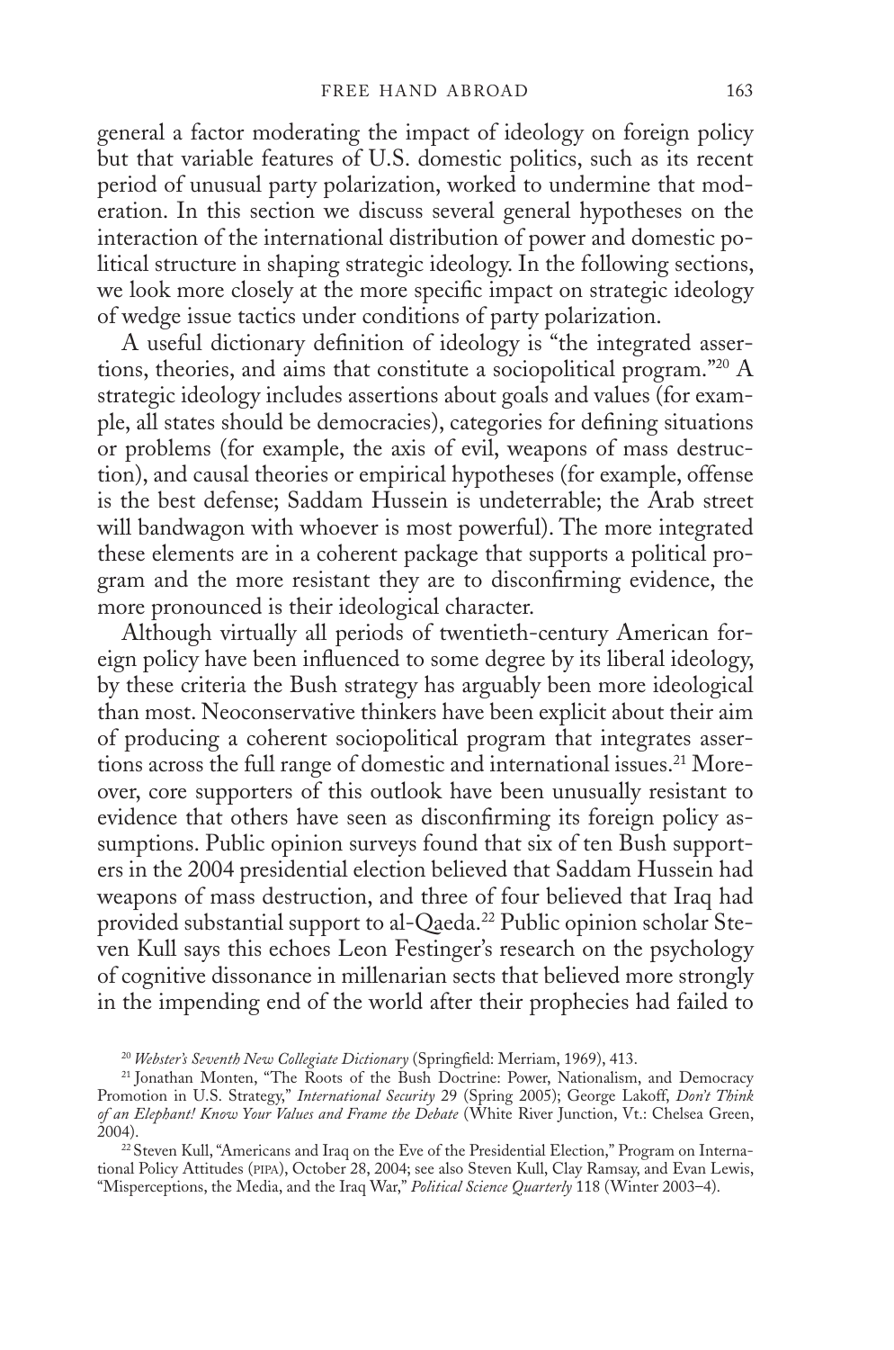general a factor moderating the impact of ideology on foreign policy but that variable features of U.S. domestic politics, such as its recent period of unusual party polarization, worked to undermine that moderation. In this section we discuss several general hypotheses on the interaction of the international distribution of power and domestic political structure in shaping strategic ideology. In the following sections, we look more closely at the more specific impact on strategic ideology of wedge issue tactics under conditions of party polarization.

A useful dictionary definition of ideology is "the integrated assertions, theories, and aims that constitute a sociopolitical program."[20] A strategic ideology includes assertions about goals and values (for example, all states should be democracies), categories for defining situations or problems (for example, the axis of evil, weapons of mass destruction), and causal theories or empirical hypotheses (for example, offense is the best defense; Saddam Hussein is undeterrable; the Arab street will bandwagon with whoever is most powerful). The more integrated these elements are in a coherent package that supports a political program and the more resistant they are to disconfirming evidence, the more pronounced is their ideological character.

Although virtually all periods of twentieth-century American foreign policy have been influenced to some degree by its liberal ideology, by these criteria the Bush strategy has arguably been more ideological than most. Neoconservative thinkers have been explicit about their aim of producing a coherent sociopolitical program that integrates assertions across the full range of domestic and international issues.[21] Moreover, core supporters of this outlook have been unusually resistant to evidence that others have seen as disconfirming its foreign policy assumptions. Public opinion surveys found that six of ten Bush supporters in the 2004 presidential election believed that Saddam Hussein had weapons of mass destruction, and three of four believed that Iraq had provided substantial support to al-Qaeda.[22] Public opinion scholar Steven Kull says this echoes Leon Festinger's research on the psychology of cognitive dissonance in millenarian sects that believed more strongly in the impending end of the world after their prophecies had failed to

[20] *Webster's Seventh New Collegiate Dictionary* (Springfield: Merriam, 1969), 413.

[21] Jonathan Monten, "The Roots of the Bush Doctrine: Power, Nationalism, and Democracy Promotion in U.S. Strategy," *International Security* 29 (Spring 2005); George Lakoff, *Don't Think of an Elephant! Know Your Values and Frame the Debate* (White River Junction, Vt.: Chelsea Green, 2004).

[22] Steven Kull, "Americans and Iraq on the Eve of the Presidential Election," Program on International Policy Attitudes (PIPA), October 28, 2004; see also Steven Kull, Clay Ramsay, and Evan Lewis, "Misperceptions, the Media, and the Iraq War," *Political Science Quarterly* 118 (Winter 2003–4).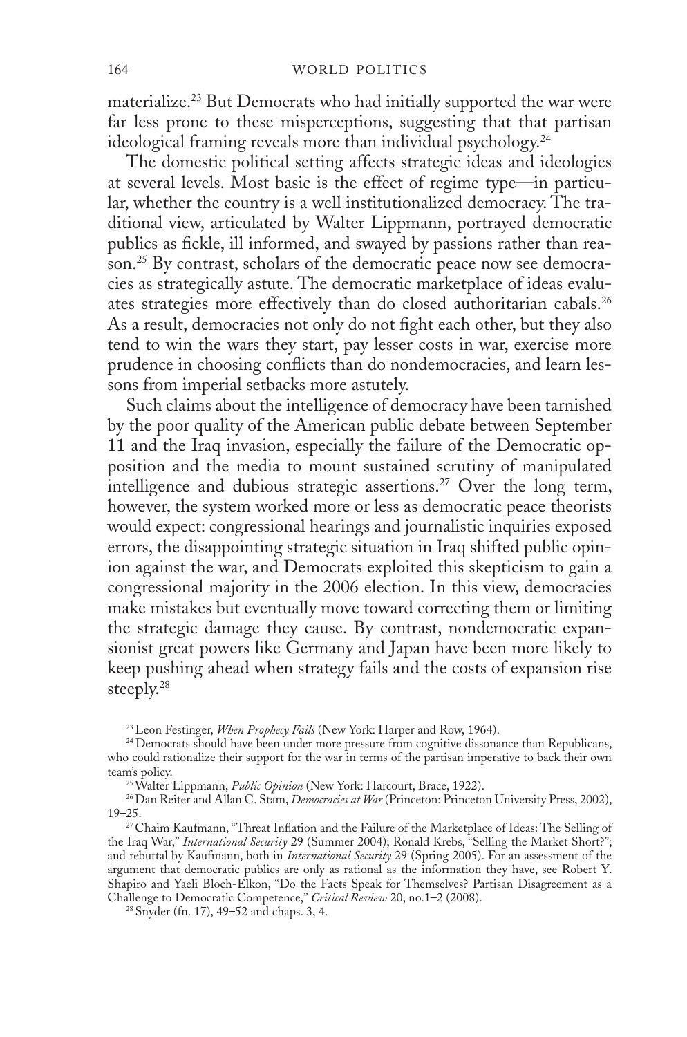materialize.[23] But Democrats who had initially supported the war were far less prone to these misperceptions, suggesting that that partisan ideological framing reveals more than individual psychology.[24]

The domestic political setting affects strategic ideas and ideologies at several levels. Most basic is the effect of regime type—in particular, whether the country is a well institutionalized democracy. The traditional view, articulated by Walter Lippmann, portrayed democratic publics as fickle, ill informed, and swayed by passions rather than reason.[25] By contrast, scholars of the democratic peace now see democracies as strategically astute. The democratic marketplace of ideas evaluates strategies more effectively than do closed authoritarian cabals.[26] As a result, democracies not only do not fight each other, but they also tend to win the wars they start, pay lesser costs in war, exercise more prudence in choosing conflicts than do nondemocracies, and learn lessons from imperial setbacks more astutely.

Such claims about the intelligence of democracy have been tarnished by the poor quality of the American public debate between September 11 and the Iraq invasion, especially the failure of the Democratic opposition and the media to mount sustained scrutiny of manipulated intelligence and dubious strategic assertions.[27] Over the long term, however, the system worked more or less as democratic peace theorists would expect: congressional hearings and journalistic inquiries exposed errors, the disappointing strategic situation in Iraq shifted public opinion against the war, and Democrats exploited this skepticism to gain a congressional majority in the 2006 election. In this view, democracies make mistakes but eventually move toward correcting them or limiting the strategic damage they cause. By contrast, nondemocratic expansionist great powers like Germany and Japan have been more likely to keep pushing ahead when strategy fails and the costs of expansion rise steeply.[28]

---

[23] Leon Festinger, *When Prophecy Fails* (New York: Harper and Row, 1964).

[24] Democrats should have been under more pressure from cognitive dissonance than Republicans, who could rationalize their support for the war in terms of the partisan imperative to back their own team's policy.

[25] Walter Lippmann, *Public Opinion* (New York: Harcourt, Brace, 1922).

[26] Dan Reiter and Allan C. Stam, *Democracies at War* (Princeton: Princeton University Press, 2002), 19–25.

[27] Chaim Kaufmann, "Threat Inflation and the Failure of the Marketplace of Ideas: The Selling of the Iraq War," *International Security* 29 (Summer 2004); Ronald Krebs, "Selling the Market Short?"; and rebuttal by Kaufmann, both in *International Security* 29 (Spring 2005). For an assessment of the argument that democratic publics are only as rational as the information they have, see Robert Y. Shapiro and Yaeli Bloch-Elkon, "Do the Facts Speak for Themselves? Partisan Disagreement as a Challenge to Democratic Competence," *Critical Review* 20, no.1–2 (2008).

[28] Snyder (fn. 17), 49–52 and chaps. 3, 4.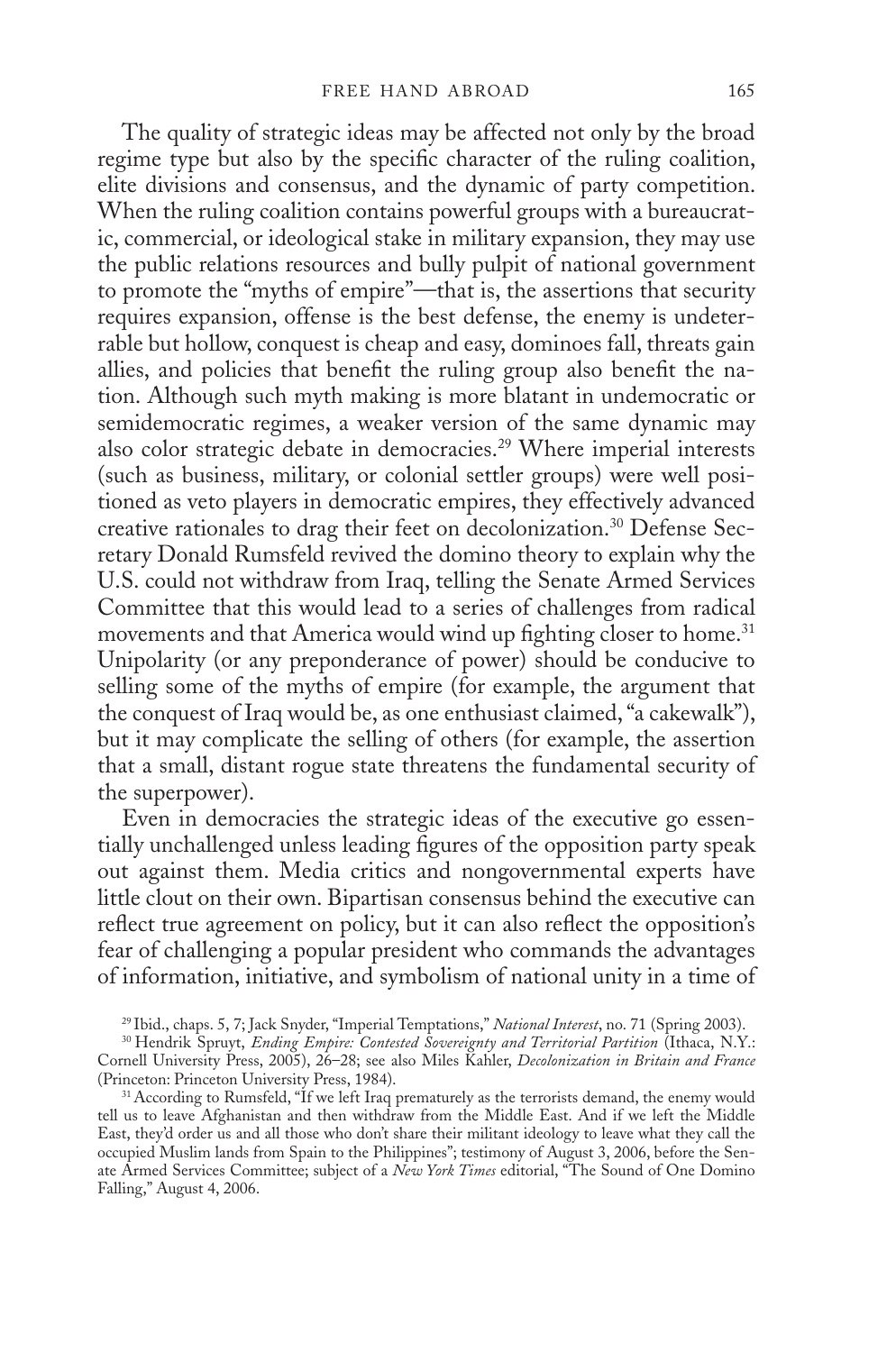The quality of strategic ideas may be affected not only by the broad regime type but also by the specific character of the ruling coalition, elite divisions and consensus, and the dynamic of party competition. When the ruling coalition contains powerful groups with a bureaucratic, commercial, or ideological stake in military expansion, they may use the public relations resources and bully pulpit of national government to promote the "myths of empire"—that is, the assertions that security requires expansion, offense is the best defense, the enemy is undeterrable but hollow, conquest is cheap and easy, dominoes fall, threats gain allies, and policies that benefit the ruling group also benefit the nation. Although such myth making is more blatant in undemocratic or semidemocratic regimes, a weaker version of the same dynamic may also color strategic debate in democracies.[29] Where imperial interests (such as business, military, or colonial settler groups) were well positioned as veto players in democratic empires, they effectively advanced creative rationales to drag their feet on decolonization.[30] Defense Secretary Donald Rumsfeld revived the domino theory to explain why the U.S. could not withdraw from Iraq, telling the Senate Armed Services Committee that this would lead to a series of challenges from radical movements and that America would wind up fighting closer to home.[31] Unipolarity (or any preponderance of power) should be conducive to selling some of the myths of empire (for example, the argument that the conquest of Iraq would be, as one enthusiast claimed, "a cakewalk"), but it may complicate the selling of others (for example, the assertion that a small, distant rogue state threatens the fundamental security of the superpower).

Even in democracies the strategic ideas of the executive go essentially unchallenged unless leading figures of the opposition party speak out against them. Media critics and nongovernmental experts have little clout on their own. Bipartisan consensus behind the executive can reflect true agreement on policy, but it can also reflect the opposition's fear of challenging a popular president who commands the advantages of information, initiative, and symbolism of national unity in a time of

[29] Ibid., chaps. 5, 7; Jack Snyder, "Imperial Temptations," *National Interest*, no. 71 (Spring 2003).

[30] Hendrik Spruyt, *Ending Empire: Contested Sovereignty and Territorial Partition* (Ithaca, N.Y.: Cornell University Press, 2005), 26–28; see also Miles Kahler, *Decolonization in Britain and France* (Princeton: Princeton University Press, 1984).

[31] According to Rumsfeld, "If we left Iraq prematurely as the terrorists demand, the enemy would tell us to leave Afghanistan and then withdraw from the Middle East. And if we left the Middle East, they'd order us and all those who don't share their militant ideology to leave what they call the occupied Muslim lands from Spain to the Philippines"; testimony of August 3, 2006, before the Senate Armed Services Committee; subject of a *New York Times* editorial, "The Sound of One Domino Falling," August 4, 2006.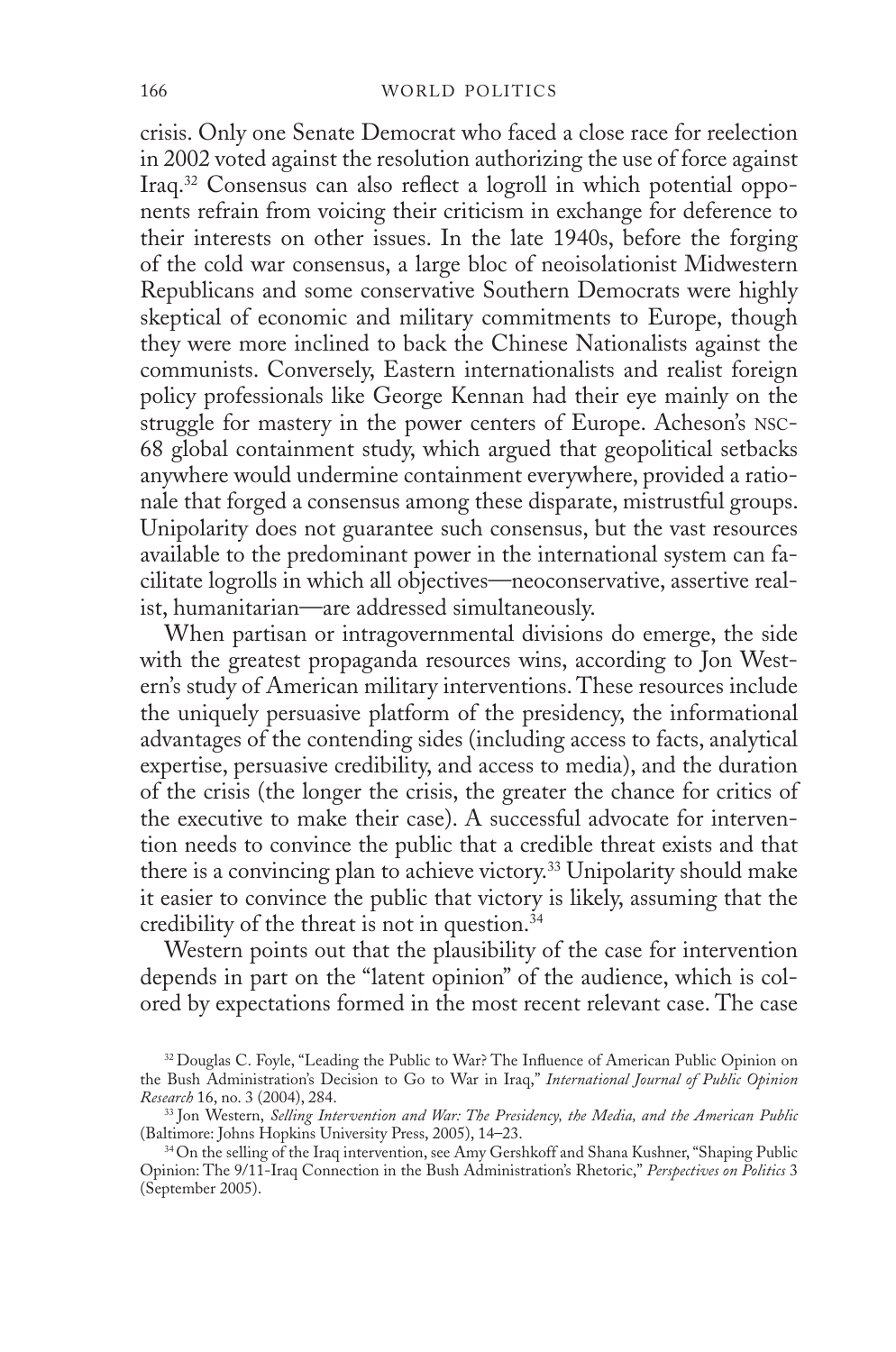crisis. Only one Senate Democrat who faced a close race for reelection in 2002 voted against the resolution authorizing the use of force against Iraq.[32] Consensus can also reflect a logroll in which potential opponents refrain from voicing their criticism in exchange for deference to their interests on other issues. In the late 1940s, before the forging of the cold war consensus, a large bloc of neoisolationist Midwestern Republicans and some conservative Southern Democrats were highly skeptical of economic and military commitments to Europe, though they were more inclined to back the Chinese Nationalists against the communists. Conversely, Eastern internationalists and realist foreign policy professionals like George Kennan had their eye mainly on the struggle for mastery in the power centers of Europe. Acheson's NSC-68 global containment study, which argued that geopolitical setbacks anywhere would undermine containment everywhere, provided a rationale that forged a consensus among these disparate, mistrustful groups. Unipolarity does not guarantee such consensus, but the vast resources available to the predominant power in the international system can facilitate logrolls in which all objectives—neoconservative, assertive realist, humanitarian—are addressed simultaneously.

When partisan or intragovernmental divisions do emerge, the side with the greatest propaganda resources wins, according to Jon Western's study of American military interventions. These resources include the uniquely persuasive platform of the presidency, the informational advantages of the contending sides (including access to facts, analytical expertise, persuasive credibility, and access to media), and the duration of the crisis (the longer the crisis, the greater the chance for critics of the executive to make their case). A successful advocate for intervention needs to convince the public that a credible threat exists and that there is a convincing plan to achieve victory.[33] Unipolarity should make it easier to convince the public that victory is likely, assuming that the credibility of the threat is not in question.[34]

Western points out that the plausibility of the case for intervention depends in part on the "latent opinion" of the audience, which is colored by expectations formed in the most recent relevant case. The case

[32] Douglas C. Foyle, "Leading the Public to War? The Influence of American Public Opinion on the Bush Administration's Decision to Go to War in Iraq," *International Journal of Public Opinion Research* 16, no. 3 (2004), 284.

[33] Jon Western, *Selling Intervention and War: The Presidency, the Media, and the American Public* (Baltimore: Johns Hopkins University Press, 2005), 14–23.

[34] On the selling of the Iraq intervention, see Amy Gershkoff and Shana Kushner, "Shaping Public Opinion: The 9/11-Iraq Connection in the Bush Administration's Rhetoric," *Perspectives on Politics* 3 (September 2005).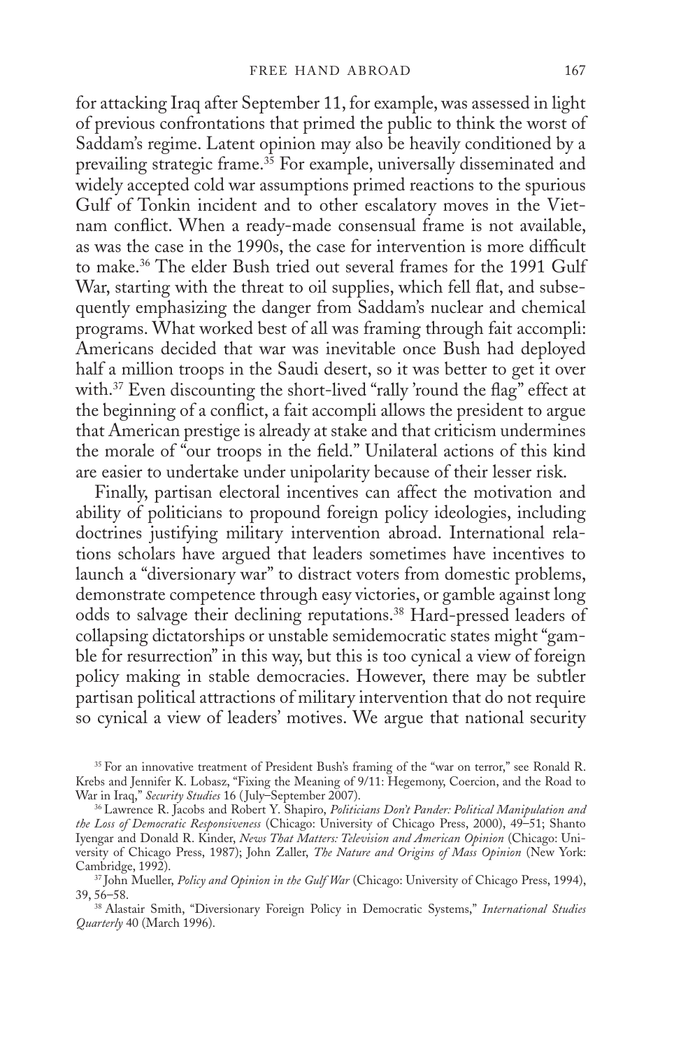for attacking Iraq after September 11, for example, was assessed in light of previous confrontations that primed the public to think the worst of Saddam's regime. Latent opinion may also be heavily conditioned by a prevailing strategic frame.[35] For example, universally disseminated and widely accepted cold war assumptions primed reactions to the spurious Gulf of Tonkin incident and to other escalatory moves in the Vietnam conflict. When a ready-made consensual frame is not available, as was the case in the 1990s, the case for intervention is more difficult to make.[36] The elder Bush tried out several frames for the 1991 Gulf War, starting with the threat to oil supplies, which fell flat, and subsequently emphasizing the danger from Saddam's nuclear and chemical programs. What worked best of all was framing through fait accompli: Americans decided that war was inevitable once Bush had deployed half a million troops in the Saudi desert, so it was better to get it over with.[37] Even discounting the short-lived "rally 'round the flag" effect at the beginning of a conflict, a fait accompli allows the president to argue that American prestige is already at stake and that criticism undermines the morale of "our troops in the field." Unilateral actions of this kind are easier to undertake under unipolarity because of their lesser risk.

Finally, partisan electoral incentives can affect the motivation and ability of politicians to propound foreign policy ideologies, including doctrines justifying military intervention abroad. International relations scholars have argued that leaders sometimes have incentives to launch a "diversionary war" to distract voters from domestic problems, demonstrate competence through easy victories, or gamble against long odds to salvage their declining reputations.[38] Hard-pressed leaders of collapsing dictatorships or unstable semidemocratic states might "gamble for resurrection" in this way, but this is too cynical a view of foreign policy making in stable democracies. However, there may be subtler partisan political attractions of military intervention that do not require so cynical a view of leaders' motives. We argue that national security

---

[35] For an innovative treatment of President Bush's framing of the "war on terror," see Ronald R. Krebs and Jennifer K. Lobasz, "Fixing the Meaning of 9/11: Hegemony, Coercion, and the Road to War in Iraq," *Security Studies* 16 (July–September 2007).

[36] Lawrence R. Jacobs and Robert Y. Shapiro, *Politicians Don't Pander: Political Manipulation and the Loss of Democratic Responsiveness* (Chicago: University of Chicago Press, 2000), 49–51; Shanto Iyengar and Donald R. Kinder, *News That Matters: Television and American Opinion* (Chicago: University of Chicago Press, 1987); John Zaller, *The Nature and Origins of Mass Opinion* (New York: Cambridge, 1992).

[37] John Mueller, *Policy and Opinion in the Gulf War* (Chicago: University of Chicago Press, 1994), 39, 56–58.

[38] Alastair Smith, "Diversionary Foreign Policy in Democratic Systems," *International Studies Quarterly* 40 (March 1996).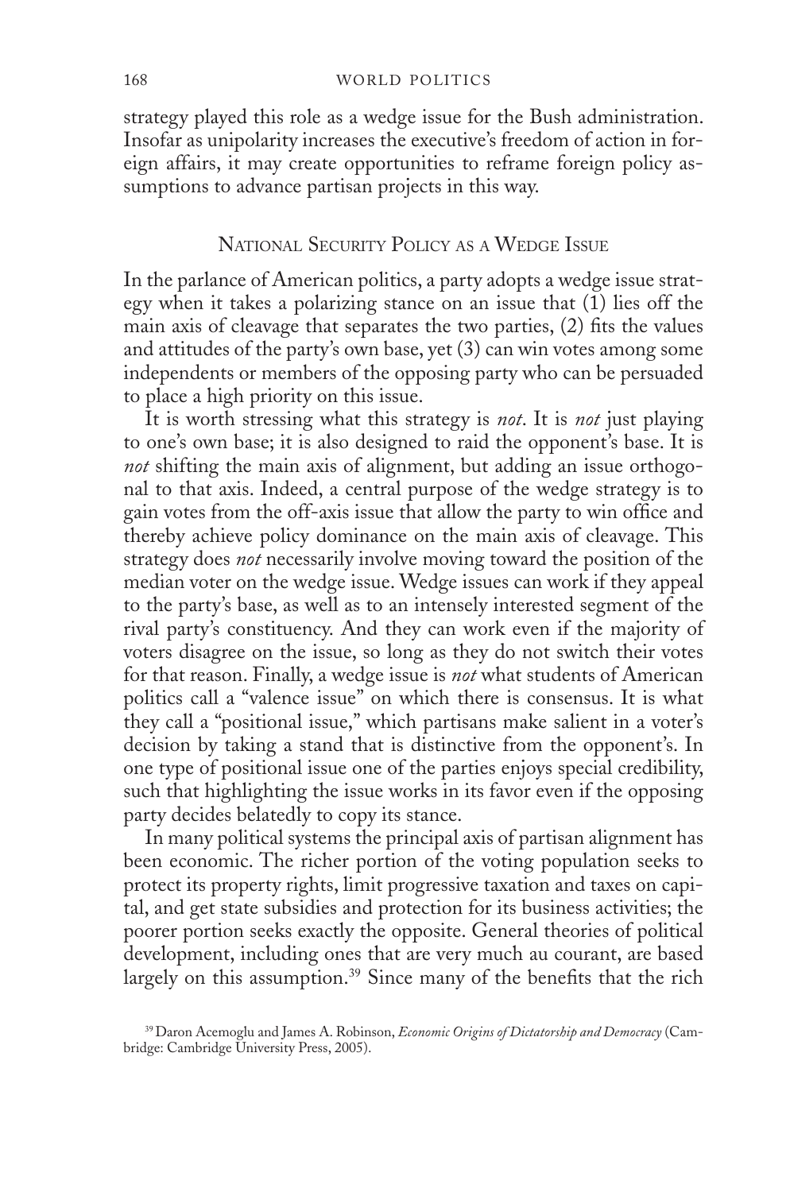strategy played this role as a wedge issue for the Bush administration. Insofar as unipolarity increases the executive's freedom of action in foreign affairs, it may create opportunities to reframe foreign policy assumptions to advance partisan projects in this way.

## National Security Policy as a Wedge Issue

In the parlance of American politics, a party adopts a wedge issue strategy when it takes a polarizing stance on an issue that (1) lies off the main axis of cleavage that separates the two parties, (2) fits the values and attitudes of the party's own base, yet (3) can win votes among some independents or members of the opposing party who can be persuaded to place a high priority on this issue.

It is worth stressing what this strategy is *not*. It is *not* just playing to one's own base; it is also designed to raid the opponent's base. It is *not* shifting the main axis of alignment, but adding an issue orthogonal to that axis. Indeed, a central purpose of the wedge strategy is to gain votes from the off-axis issue that allow the party to win office and thereby achieve policy dominance on the main axis of cleavage. This strategy does *not* necessarily involve moving toward the position of the median voter on the wedge issue. Wedge issues can work if they appeal to the party's base, as well as to an intensely interested segment of the rival party's constituency. And they can work even if the majority of voters disagree on the issue, so long as they do not switch their votes for that reason. Finally, a wedge issue is *not* what students of American politics call a "valence issue" on which there is consensus. It is what they call a "positional issue," which partisans make salient in a voter's decision by taking a stand that is distinctive from the opponent's. In one type of positional issue one of the parties enjoys special credibility, such that highlighting the issue works in its favor even if the opposing party decides belatedly to copy its stance.

In many political systems the principal axis of partisan alignment has been economic. The richer portion of the voting population seeks to protect its property rights, limit progressive taxation and taxes on capital, and get state subsidies and protection for its business activities; the poorer portion seeks exactly the opposite. General theories of political development, including ones that are very much au courant, are based largely on this assumption.[39] Since many of the benefits that the rich

[39] Daron Acemoglu and James A. Robinson, *Economic Origins of Dictatorship and Democracy* (Cambridge: Cambridge University Press, 2005).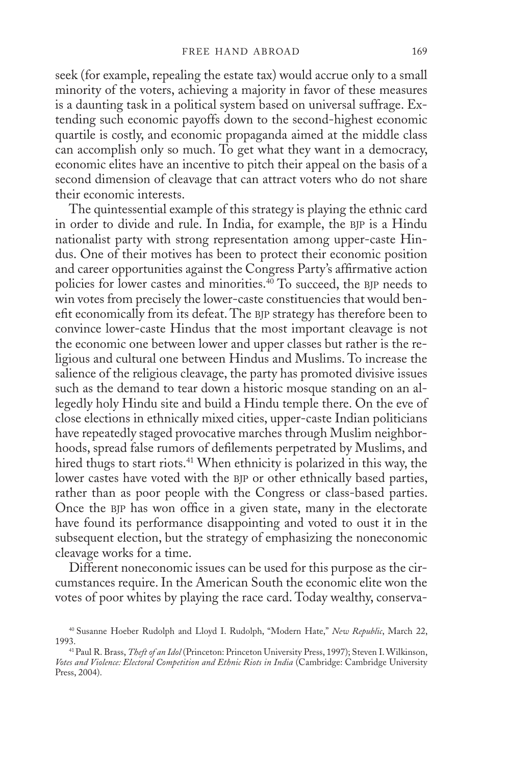seek (for example, repealing the estate tax) would accrue only to a small minority of the voters, achieving a majority in favor of these measures is a daunting task in a political system based on universal suffrage. Extending such economic payoffs down to the second-highest economic quartile is costly, and economic propaganda aimed at the middle class can accomplish only so much. To get what they want in a democracy, economic elites have an incentive to pitch their appeal on the basis of a second dimension of cleavage that can attract voters who do not share their economic interests.

The quintessential example of this strategy is playing the ethnic card in order to divide and rule. In India, for example, the BJP is a Hindu nationalist party with strong representation among upper-caste Hindus. One of their motives has been to protect their economic position and career opportunities against the Congress Party's affirmative action policies for lower castes and minorities.[40] To succeed, the BJP needs to win votes from precisely the lower-caste constituencies that would benefit economically from its defeat. The BJP strategy has therefore been to convince lower-caste Hindus that the most important cleavage is not the economic one between lower and upper classes but rather is the religious and cultural one between Hindus and Muslims. To increase the salience of the religious cleavage, the party has promoted divisive issues such as the demand to tear down a historic mosque standing on an allegedly holy Hindu site and build a Hindu temple there. On the eve of close elections in ethnically mixed cities, upper-caste Indian politicians have repeatedly staged provocative marches through Muslim neighborhoods, spread false rumors of defilements perpetrated by Muslims, and hired thugs to start riots.[41] When ethnicity is polarized in this way, the lower castes have voted with the BJP or other ethnically based parties, rather than as poor people with the Congress or class-based parties. Once the BJP has won office in a given state, many in the electorate have found its performance disappointing and voted to oust it in the subsequent election, but the strategy of emphasizing the noneconomic cleavage works for a time.

Different noneconomic issues can be used for this purpose as the circumstances require. In the American South the economic elite won the votes of poor whites by playing the race card. Today wealthy, conserva-

[40] Susanne Hoeber Rudolph and Lloyd I. Rudolph, "Modern Hate," *New Republic*, March 22, 1993.

[41] Paul R. Brass, *Theft of an Idol* (Princeton: Princeton University Press, 1997); Steven I. Wilkinson, *Votes and Violence: Electoral Competition and Ethnic Riots in India* (Cambridge: Cambridge University Press, 2004).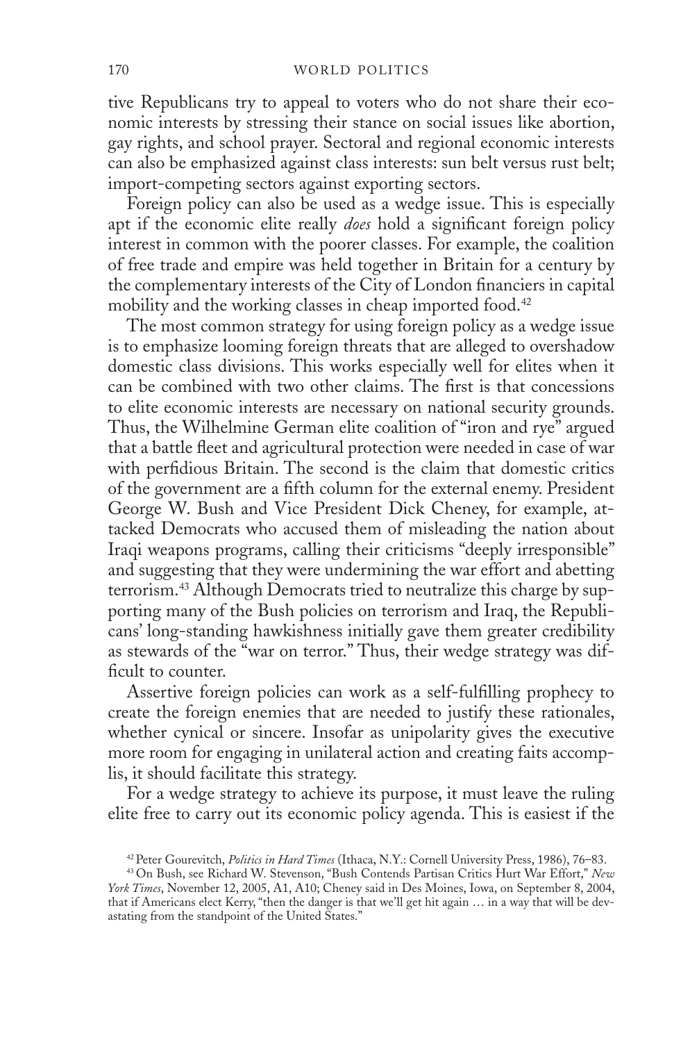tive Republicans try to appeal to voters who do not share their economic interests by stressing their stance on social issues like abortion, gay rights, and school prayer. Sectoral and regional economic interests can also be emphasized against class interests: sun belt versus rust belt; import-competing sectors against exporting sectors.

Foreign policy can also be used as a wedge issue. This is especially apt if the economic elite really *does* hold a significant foreign policy interest in common with the poorer classes. For example, the coalition of free trade and empire was held together in Britain for a century by the complementary interests of the City of London financiers in capital mobility and the working classes in cheap imported food.[42]

The most common strategy for using foreign policy as a wedge issue is to emphasize looming foreign threats that are alleged to overshadow domestic class divisions. This works especially well for elites when it can be combined with two other claims. The first is that concessions to elite economic interests are necessary on national security grounds. Thus, the Wilhelmine German elite coalition of "iron and rye" argued that a battle fleet and agricultural protection were needed in case of war with perfidious Britain. The second is the claim that domestic critics of the government are a fifth column for the external enemy. President George W. Bush and Vice President Dick Cheney, for example, attacked Democrats who accused them of misleading the nation about Iraqi weapons programs, calling their criticisms "deeply irresponsible" and suggesting that they were undermining the war effort and abetting terrorism.[43] Although Democrats tried to neutralize this charge by supporting many of the Bush policies on terrorism and Iraq, the Republicans' long-standing hawkishness initially gave them greater credibility as stewards of the "war on terror." Thus, their wedge strategy was difficult to counter.

Assertive foreign policies can work as a self-fulfilling prophecy to create the foreign enemies that are needed to justify these rationales, whether cynical or sincere. Insofar as unipolarity gives the executive more room for engaging in unilateral action and creating faits accomplis, it should facilitate this strategy.

For a wedge strategy to achieve its purpose, it must leave the ruling elite free to carry out its economic policy agenda. This is easiest if the

[42] Peter Gourevitch, *Politics in Hard Times* (Ithaca, N.Y.: Cornell University Press, 1986), 76–83.

[43] On Bush, see Richard W. Stevenson, "Bush Contends Partisan Critics Hurt War Effort," *New York Times*, November 12, 2005, A1, A10; Cheney said in Des Moines, Iowa, on September 8, 2004, that if Americans elect Kerry, "then the danger is that we'll get hit again … in a way that will be devastating from the standpoint of the United States."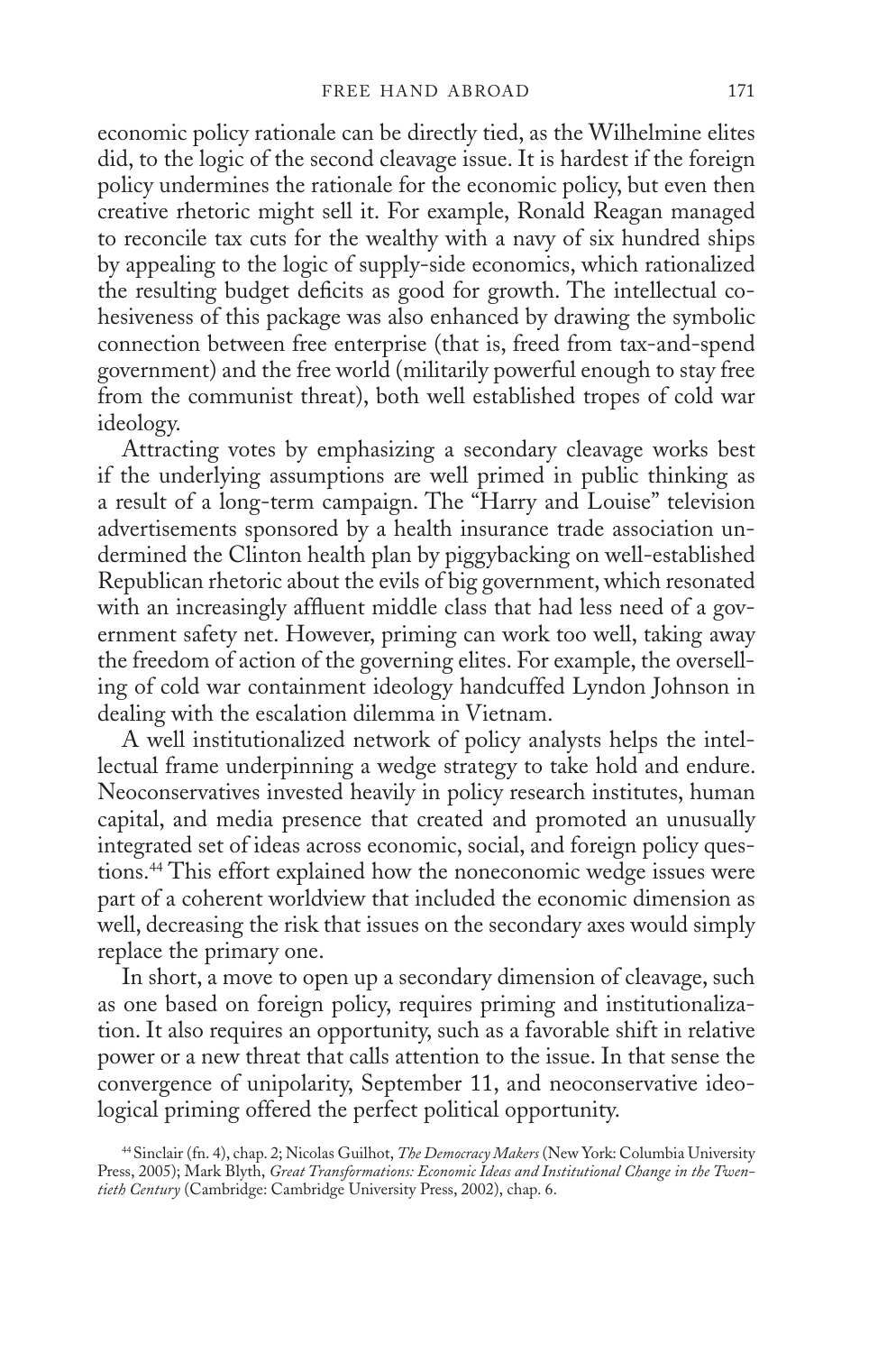economic policy rationale can be directly tied, as the Wilhelmine elites did, to the logic of the second cleavage issue. It is hardest if the foreign policy undermines the rationale for the economic policy, but even then creative rhetoric might sell it. For example, Ronald Reagan managed to reconcile tax cuts for the wealthy with a navy of six hundred ships by appealing to the logic of supply-side economics, which rationalized the resulting budget deficits as good for growth. The intellectual cohesiveness of this package was also enhanced by drawing the symbolic connection between free enterprise (that is, freed from tax-and-spend government) and the free world (militarily powerful enough to stay free from the communist threat), both well established tropes of cold war ideology.

Attracting votes by emphasizing a secondary cleavage works best if the underlying assumptions are well primed in public thinking as a result of a long-term campaign. The "Harry and Louise" television advertisements sponsored by a health insurance trade association undermined the Clinton health plan by piggybacking on well-established Republican rhetoric about the evils of big government, which resonated with an increasingly affluent middle class that had less need of a government safety net. However, priming can work too well, taking away the freedom of action of the governing elites. For example, the overselling of cold war containment ideology handcuffed Lyndon Johnson in dealing with the escalation dilemma in Vietnam.

A well institutionalized network of policy analysts helps the intellectual frame underpinning a wedge strategy to take hold and endure. Neoconservatives invested heavily in policy research institutes, human capital, and media presence that created and promoted an unusually integrated set of ideas across economic, social, and foreign policy questions.[44] This effort explained how the noneconomic wedge issues were part of a coherent worldview that included the economic dimension as well, decreasing the risk that issues on the secondary axes would simply replace the primary one.

In short, a move to open up a secondary dimension of cleavage, such as one based on foreign policy, requires priming and institutionalization. It also requires an opportunity, such as a favorable shift in relative power or a new threat that calls attention to the issue. In that sense the convergence of unipolarity, September 11, and neoconservative ideological priming offered the perfect political opportunity.

[44] Sinclair (fn. 4), chap. 2; Nicolas Guilhot, *The Democracy Makers* (New York: Columbia University Press, 2005); Mark Blyth, *Great Transformations: Economic Ideas and Institutional Change in the Twentieth Century* (Cambridge: Cambridge University Press, 2002), chap. 6.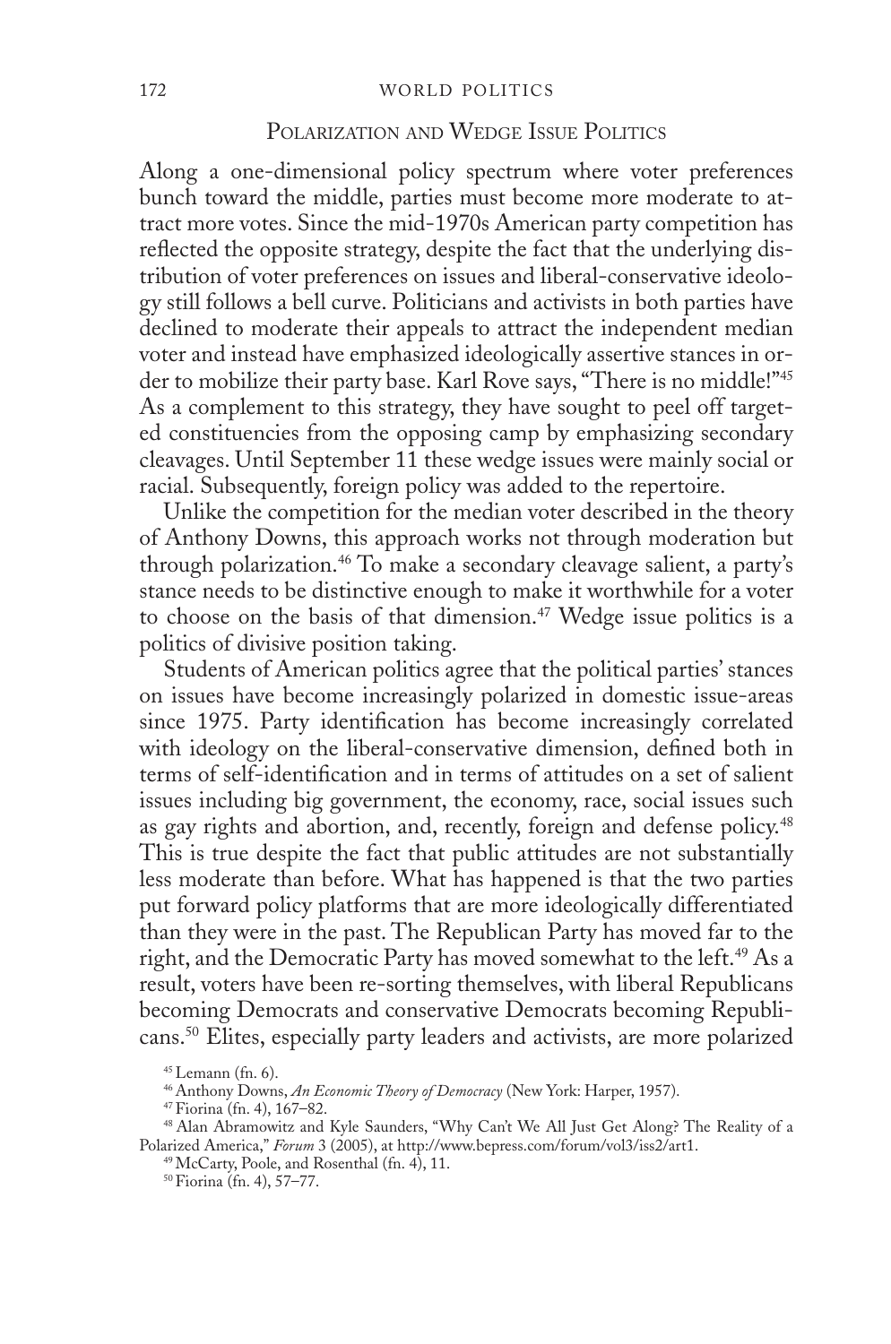## Polarization and Wedge Issue Politics

Along a one-dimensional policy spectrum where voter preferences bunch toward the middle, parties must become more moderate to attract more votes. Since the mid-1970s American party competition has reflected the opposite strategy, despite the fact that the underlying distribution of voter preferences on issues and liberal-conservative ideology still follows a bell curve. Politicians and activists in both parties have declined to moderate their appeals to attract the independent median voter and instead have emphasized ideologically assertive stances in order to mobilize their party base. Karl Rove says, "There is no middle!"[45] As a complement to this strategy, they have sought to peel off targeted constituencies from the opposing camp by emphasizing secondary cleavages. Until September 11 these wedge issues were mainly social or racial. Subsequently, foreign policy was added to the repertoire.

Unlike the competition for the median voter described in the theory of Anthony Downs, this approach works not through moderation but through polarization.[46] To make a secondary cleavage salient, a party's stance needs to be distinctive enough to make it worthwhile for a voter to choose on the basis of that dimension.[47] Wedge issue politics is a politics of divisive position taking.

Students of American politics agree that the political parties' stances on issues have become increasingly polarized in domestic issue-areas since 1975. Party identification has become increasingly correlated with ideology on the liberal-conservative dimension, defined both in terms of self-identification and in terms of attitudes on a set of salient issues including big government, the economy, race, social issues such as gay rights and abortion, and, recently, foreign and defense policy.[48] This is true despite the fact that public attitudes are not substantially less moderate than before. What has happened is that the two parties put forward policy platforms that are more ideologically differentiated than they were in the past. The Republican Party has moved far to the right, and the Democratic Party has moved somewhat to the left.[49] As a result, voters have been re-sorting themselves, with liberal Republicans becoming Democrats and conservative Democrats becoming Republicans.[50] Elites, especially party leaders and activists, are more polarized

[45] Lemann (fn. 6).

[46] Anthony Downs, *An Economic Theory of Democracy* (New York: Harper, 1957).

[47] Fiorina (fn. 4), 167–82.

[48] Alan Abramowitz and Kyle Saunders, "Why Can't We All Just Get Along? The Reality of a Polarized America," *Forum* 3 (2005), at http://www.bepress.com/forum/vol3/iss2/art1.

[49] McCarty, Poole, and Rosenthal (fn. 4), 11.

[50] Fiorina (fn. 4), 57–77.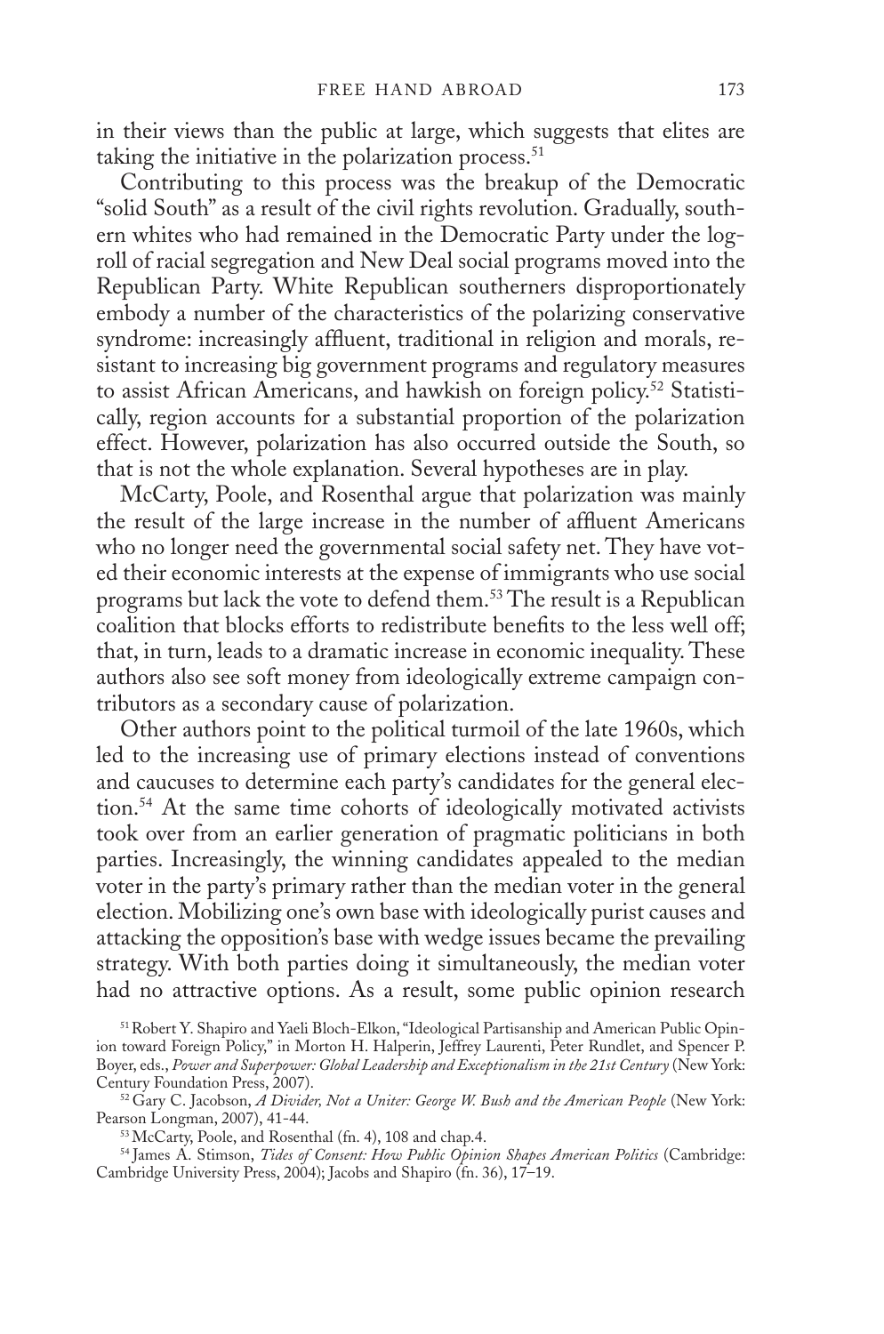in their views than the public at large, which suggests that elites are taking the initiative in the polarization process.[51]

Contributing to this process was the breakup of the Democratic "solid South" as a result of the civil rights revolution. Gradually, southern whites who had remained in the Democratic Party under the logroll of racial segregation and New Deal social programs moved into the Republican Party. White Republican southerners disproportionately embody a number of the characteristics of the polarizing conservative syndrome: increasingly affluent, traditional in religion and morals, resistant to increasing big government programs and regulatory measures to assist African Americans, and hawkish on foreign policy.[52] Statistically, region accounts for a substantial proportion of the polarization effect. However, polarization has also occurred outside the South, so that is not the whole explanation. Several hypotheses are in play.

McCarty, Poole, and Rosenthal argue that polarization was mainly the result of the large increase in the number of affluent Americans who no longer need the governmental social safety net. They have voted their economic interests at the expense of immigrants who use social programs but lack the vote to defend them.[53] The result is a Republican coalition that blocks efforts to redistribute benefits to the less well off; that, in turn, leads to a dramatic increase in economic inequality. These authors also see soft money from ideologically extreme campaign contributors as a secondary cause of polarization.

Other authors point to the political turmoil of the late 1960s, which led to the increasing use of primary elections instead of conventions and caucuses to determine each party's candidates for the general election.[54] At the same time cohorts of ideologically motivated activists took over from an earlier generation of pragmatic politicians in both parties. Increasingly, the winning candidates appealed to the median voter in the party's primary rather than the median voter in the general election. Mobilizing one's own base with ideologically purist causes and attacking the opposition's base with wedge issues became the prevailing strategy. With both parties doing it simultaneously, the median voter had no attractive options. As a result, some public opinion research

[51] Robert Y. Shapiro and Yaeli Bloch-Elkon, "Ideological Partisanship and American Public Opinion toward Foreign Policy," in Morton H. Halperin, Jeffrey Laurenti, Peter Rundlet, and Spencer P. Boyer, eds., *Power and Superpower: Global Leadership and Exceptionalism in the 21st Century* (New York: Century Foundation Press, 2007).

[52] Gary C. Jacobson, *A Divider, Not a Uniter: George W. Bush and the American People* (New York: Pearson Longman, 2007), 41-44.

[53] McCarty, Poole, and Rosenthal (fn. 4), 108 and chap.4.

[54] James A. Stimson, *Tides of Consent: How Public Opinion Shapes American Politics* (Cambridge: Cambridge University Press, 2004); Jacobs and Shapiro (fn. 36), 17–19.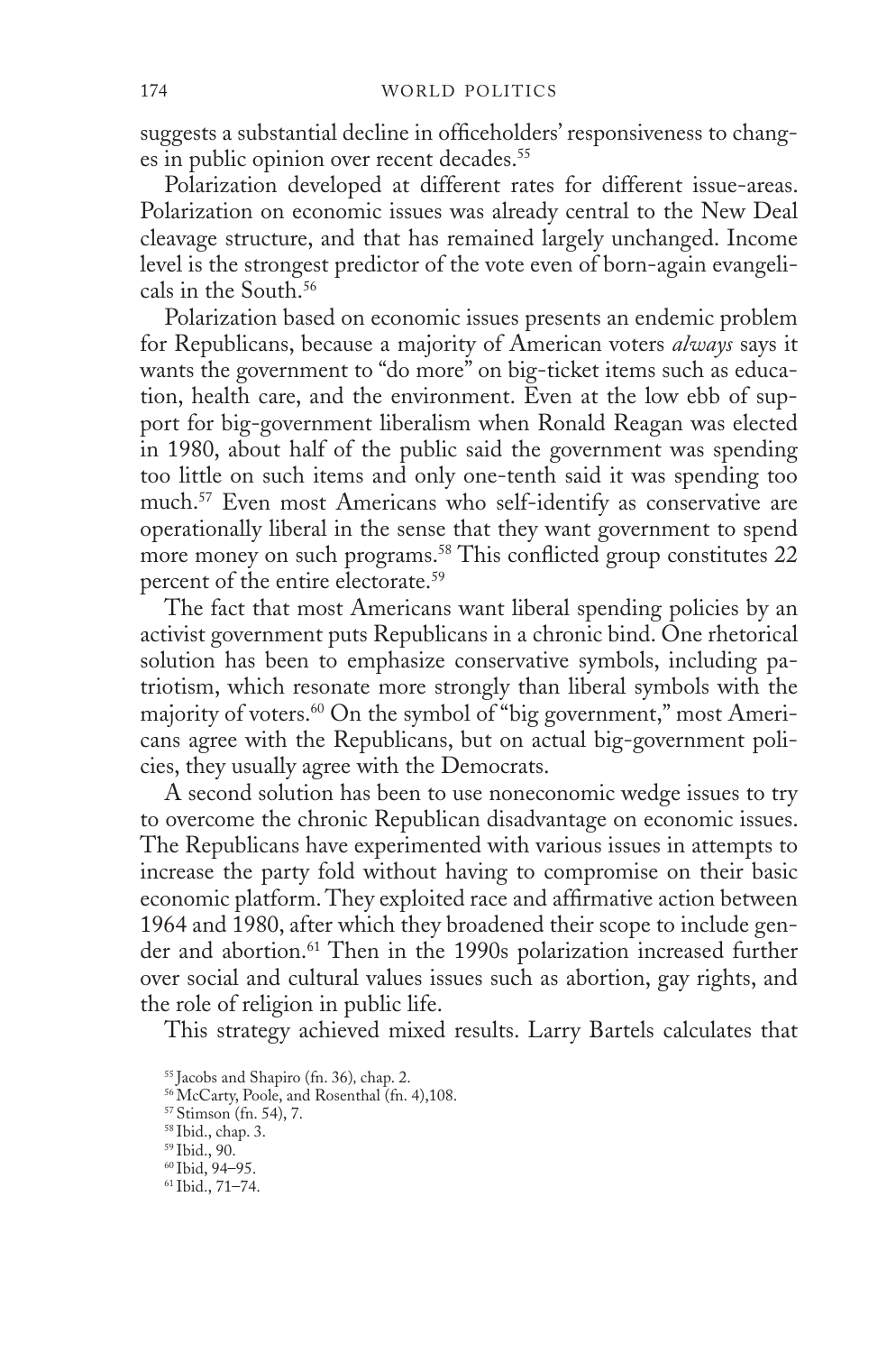suggests a substantial decline in officeholders' responsiveness to changes in public opinion over recent decades.[55]

Polarization developed at different rates for different issue-areas. Polarization on economic issues was already central to the New Deal cleavage structure, and that has remained largely unchanged. Income level is the strongest predictor of the vote even of born-again evangelicals in the South.[56]

Polarization based on economic issues presents an endemic problem for Republicans, because a majority of American voters *always* says it wants the government to "do more" on big-ticket items such as education, health care, and the environment. Even at the low ebb of support for big-government liberalism when Ronald Reagan was elected in 1980, about half of the public said the government was spending too little on such items and only one-tenth said it was spending too much.[57] Even most Americans who self-identify as conservative are operationally liberal in the sense that they want government to spend more money on such programs.[58] This conflicted group constitutes 22 percent of the entire electorate.[59]

The fact that most Americans want liberal spending policies by an activist government puts Republicans in a chronic bind. One rhetorical solution has been to emphasize conservative symbols, including patriotism, which resonate more strongly than liberal symbols with the majority of voters.[60] On the symbol of "big government," most Americans agree with the Republicans, but on actual big-government policies, they usually agree with the Democrats.

A second solution has been to use noneconomic wedge issues to try to overcome the chronic Republican disadvantage on economic issues. The Republicans have experimented with various issues in attempts to increase the party fold without having to compromise on their basic economic platform. They exploited race and affirmative action between 1964 and 1980, after which they broadened their scope to include gender and abortion.[61] Then in the 1990s polarization increased further over social and cultural values issues such as abortion, gay rights, and the role of religion in public life.

This strategy achieved mixed results. Larry Bartels calculates that

[55] Jacobs and Shapiro (fn. 36), chap. 2.

[56] McCarty, Poole, and Rosenthal (fn. 4),108.

[57] Stimson (fn. 54), 7.

[58] Ibid., chap. 3.

[59] Ibid., 90.

[60] Ibid, 94–95.

[61] Ibid., 71–74.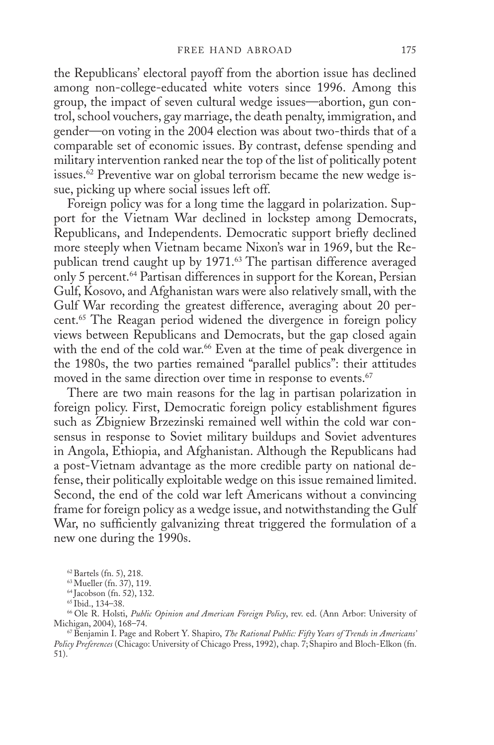the Republicans' electoral payoff from the abortion issue has declined among non-college-educated white voters since 1996. Among this group, the impact of seven cultural wedge issues—abortion, gun control, school vouchers, gay marriage, the death penalty, immigration, and gender—on voting in the 2004 election was about two-thirds that of a comparable set of economic issues. By contrast, defense spending and military intervention ranked near the top of the list of politically potent issues.[62] Preventive war on global terrorism became the new wedge issue, picking up where social issues left off.

Foreign policy was for a long time the laggard in polarization. Support for the Vietnam War declined in lockstep among Democrats, Republicans, and Independents. Democratic support briefly declined more steeply when Vietnam became Nixon's war in 1969, but the Republican trend caught up by 1971.[63] The partisan difference averaged only 5 percent.[64] Partisan differences in support for the Korean, Persian Gulf, Kosovo, and Afghanistan wars were also relatively small, with the Gulf War recording the greatest difference, averaging about 20 percent.[65] The Reagan period widened the divergence in foreign policy views between Republicans and Democrats, but the gap closed again with the end of the cold war.[66] Even at the time of peak divergence in the 1980s, the two parties remained "parallel publics": their attitudes moved in the same direction over time in response to events.[67]

There are two main reasons for the lag in partisan polarization in foreign policy. First, Democratic foreign policy establishment figures such as Zbigniew Brzezinski remained well within the cold war consensus in response to Soviet military buildups and Soviet adventures in Angola, Ethiopia, and Afghanistan. Although the Republicans had a post-Vietnam advantage as the more credible party on national defense, their politically exploitable wedge on this issue remained limited. Second, the end of the cold war left Americans without a convincing frame for foreign policy as a wedge issue, and notwithstanding the Gulf War, no sufficiently galvanizing threat triggered the formulation of a new one during the 1990s.

---

[62] Bartels (fn. 5), 218.

[63] Mueller (fn. 37), 119.

[64] Jacobson (fn. 52), 132.

[65] Ibid., 134–38.

[66] Ole R. Holsti, *Public Opinion and American Foreign Policy*, rev. ed. (Ann Arbor: University of Michigan, 2004), 168–74.

[67] Benjamin I. Page and Robert Y. Shapiro, *The Rational Public: Fifty Years of Trends in Americans' Policy Preferences* (Chicago: University of Chicago Press, 1992), chap. 7; Shapiro and Bloch-Elkon (fn. 51).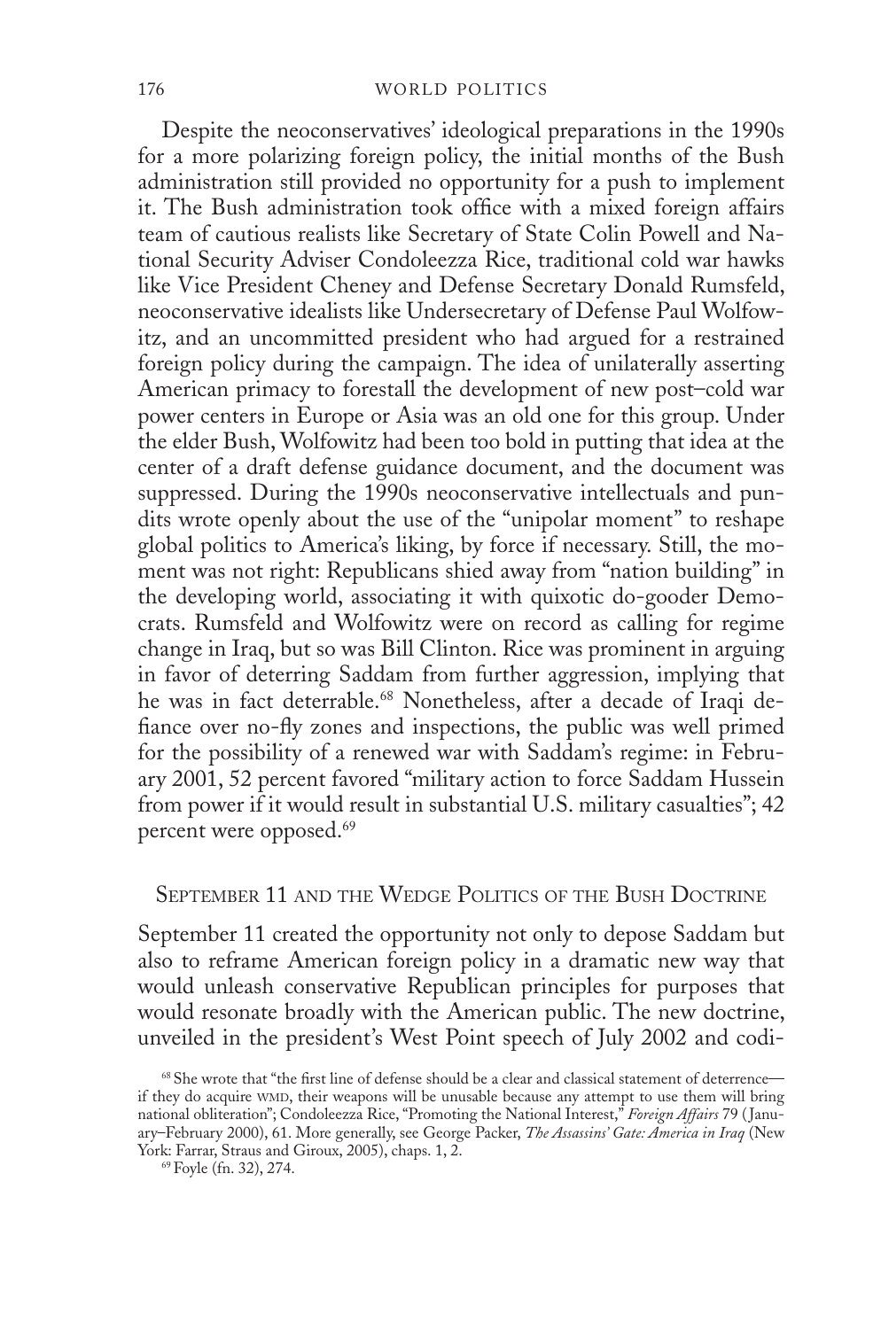Despite the neoconservatives' ideological preparations in the 1990s for a more polarizing foreign policy, the initial months of the Bush administration still provided no opportunity for a push to implement it. The Bush administration took office with a mixed foreign affairs team of cautious realists like Secretary of State Colin Powell and National Security Adviser Condoleezza Rice, traditional cold war hawks like Vice President Cheney and Defense Secretary Donald Rumsfeld, neoconservative idealists like Undersecretary of Defense Paul Wolfowitz, and an uncommitted president who had argued for a restrained foreign policy during the campaign. The idea of unilaterally asserting American primacy to forestall the development of new post–cold war power centers in Europe or Asia was an old one for this group. Under the elder Bush, Wolfowitz had been too bold in putting that idea at the center of a draft defense guidance document, and the document was suppressed. During the 1990s neoconservative intellectuals and pundits wrote openly about the use of the "unipolar moment" to reshape global politics to America's liking, by force if necessary. Still, the moment was not right: Republicans shied away from "nation building" in the developing world, associating it with quixotic do-gooder Democrats. Rumsfeld and Wolfowitz were on record as calling for regime change in Iraq, but so was Bill Clinton. Rice was prominent in arguing in favor of deterring Saddam from further aggression, implying that he was in fact deterrable.[68] Nonetheless, after a decade of Iraqi defiance over no-fly zones and inspections, the public was well primed for the possibility of a renewed war with Saddam's regime: in February 2001, 52 percent favored "military action to force Saddam Hussein from power if it would result in substantial U.S. military casualties"; 42 percent were opposed.[69]

## September 11 and the Wedge Politics of the Bush Doctrine

September 11 created the opportunity not only to depose Saddam but also to reframe American foreign policy in a dramatic new way that would unleash conservative Republican principles for purposes that would resonate broadly with the American public. The new doctrine, unveiled in the president's West Point speech of July 2002 and codi-

[68] She wrote that "the first line of defense should be a clear and classical statement of deterrence—if they do acquire WMD, their weapons will be unusable because any attempt to use them will bring national obliteration"; Condoleezza Rice, "Promoting the National Interest," *Foreign Affairs* 79 (January–February 2000), 61. More generally, see George Packer, *The Assassins' Gate: America in Iraq* (New York: Farrar, Straus and Giroux, 2005), chaps. 1, 2.

[69] Foyle (fn. 32), 274.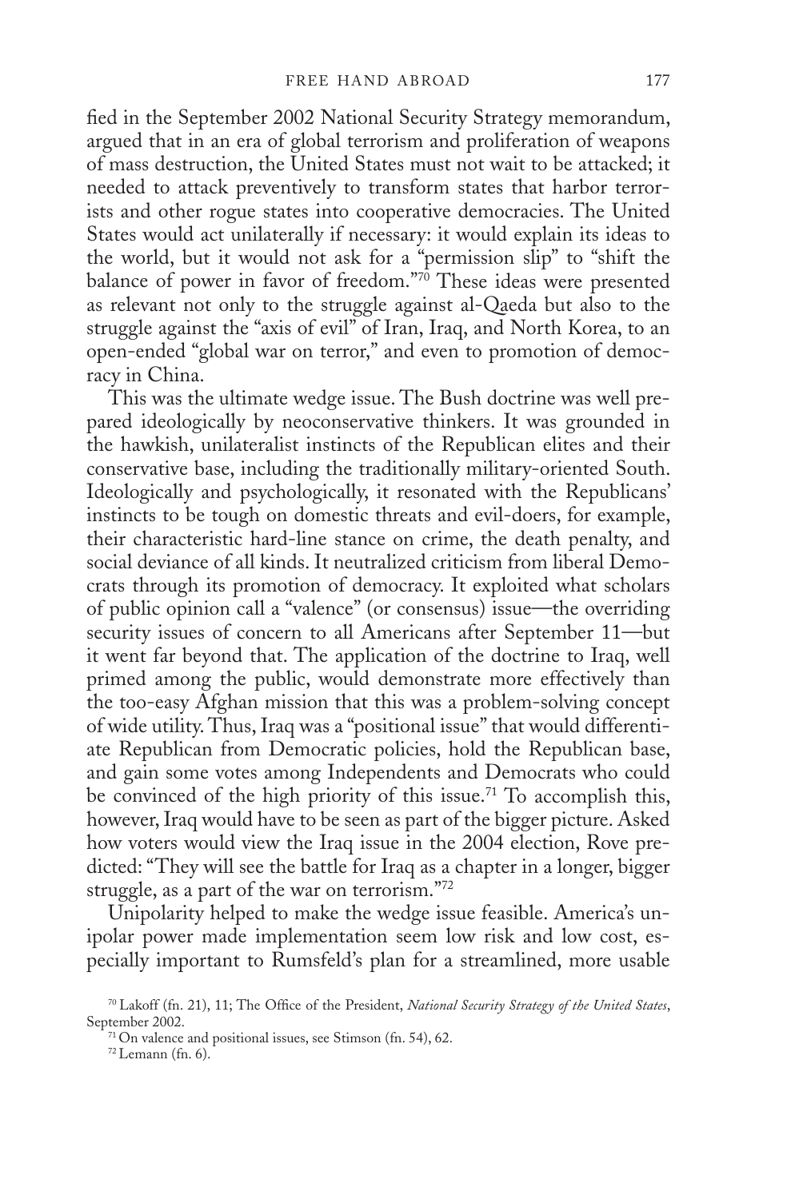fied in the September 2002 National Security Strategy memorandum, argued that in an era of global terrorism and proliferation of weapons of mass destruction, the United States must not wait to be attacked; it needed to attack preventively to transform states that harbor terrorists and other rogue states into cooperative democracies. The United States would act unilaterally if necessary: it would explain its ideas to the world, but it would not ask for a "permission slip" to "shift the balance of power in favor of freedom."[70] These ideas were presented as relevant not only to the struggle against al-Qaeda but also to the struggle against the "axis of evil" of Iran, Iraq, and North Korea, to an open-ended "global war on terror," and even to promotion of democracy in China.

This was the ultimate wedge issue. The Bush doctrine was well prepared ideologically by neoconservative thinkers. It was grounded in the hawkish, unilateralist instincts of the Republican elites and their conservative base, including the traditionally military-oriented South. Ideologically and psychologically, it resonated with the Republicans' instincts to be tough on domestic threats and evil-doers, for example, their characteristic hard-line stance on crime, the death penalty, and social deviance of all kinds. It neutralized criticism from liberal Democrats through its promotion of democracy. It exploited what scholars of public opinion call a "valence" (or consensus) issue—the overriding security issues of concern to all Americans after September 11—but it went far beyond that. The application of the doctrine to Iraq, well primed among the public, would demonstrate more effectively than the too-easy Afghan mission that this was a problem-solving concept of wide utility. Thus, Iraq was a "positional issue" that would differentiate Republican from Democratic policies, hold the Republican base, and gain some votes among Independents and Democrats who could be convinced of the high priority of this issue.[71] To accomplish this, however, Iraq would have to be seen as part of the bigger picture. Asked how voters would view the Iraq issue in the 2004 election, Rove predicted: "They will see the battle for Iraq as a chapter in a longer, bigger struggle, as a part of the war on terrorism."[72]

Unipolarity helped to make the wedge issue feasible. America's unipolar power made implementation seem low risk and low cost, especially important to Rumsfeld's plan for a streamlined, more usable

[70] Lakoff (fn. 21), 11; The Office of the President, *National Security Strategy of the United States*, September 2002.

[71] On valence and positional issues, see Stimson (fn. 54), 62.

[72] Lemann (fn. 6).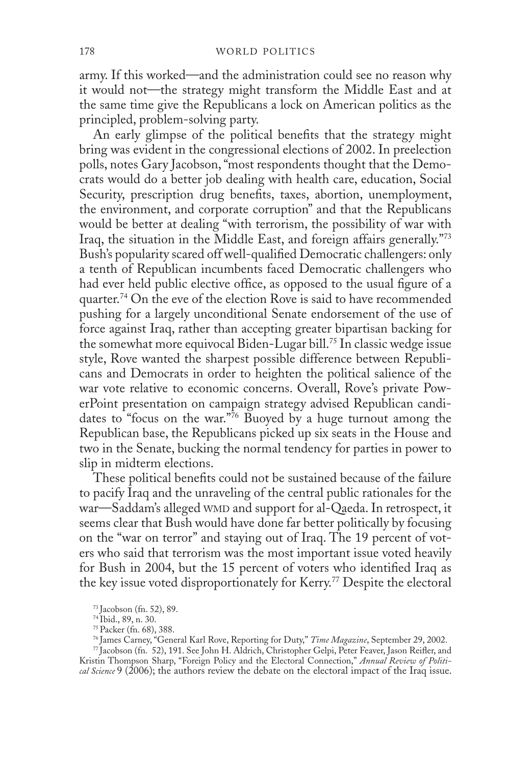army. If this worked—and the administration could see no reason why it would not—the strategy might transform the Middle East and at the same time give the Republicans a lock on American politics as the principled, problem-solving party.

An early glimpse of the political benefits that the strategy might bring was evident in the congressional elections of 2002. In preelection polls, notes Gary Jacobson, "most respondents thought that the Democrats would do a better job dealing with health care, education, Social Security, prescription drug benefits, taxes, abortion, unemployment, the environment, and corporate corruption" and that the Republicans would be better at dealing "with terrorism, the possibility of war with Iraq, the situation in the Middle East, and foreign affairs generally."[73] Bush's popularity scared off well-qualified Democratic challengers: only a tenth of Republican incumbents faced Democratic challengers who had ever held public elective office, as opposed to the usual figure of a quarter.[74] On the eve of the election Rove is said to have recommended pushing for a largely unconditional Senate endorsement of the use of force against Iraq, rather than accepting greater bipartisan backing for the somewhat more equivocal Biden-Lugar bill.[75] In classic wedge issue style, Rove wanted the sharpest possible difference between Republicans and Democrats in order to heighten the political salience of the war vote relative to economic concerns. Overall, Rove's private PowerPoint presentation on campaign strategy advised Republican candidates to "focus on the war."[76] Buoyed by a huge turnout among the Republican base, the Republicans picked up six seats in the House and two in the Senate, bucking the normal tendency for parties in power to slip in midterm elections.

These political benefits could not be sustained because of the failure to pacify Iraq and the unraveling of the central public rationales for the war—Saddam's alleged WMD and support for al-Qaeda. In retrospect, it seems clear that Bush would have done far better politically by focusing on the "war on terror" and staying out of Iraq. The 19 percent of voters who said that terrorism was the most important issue voted heavily for Bush in 2004, but the 15 percent of voters who identified Iraq as the key issue voted disproportionately for Kerry.[77] Despite the electoral

[73] Jacobson (fn. 52), 89.

[74] Ibid., 89, n. 30.

[75] Packer (fn. 68), 388.

[76] James Carney, "General Karl Rove, Reporting for Duty," *Time Magazine*, September 29, 2002.

[77] Jacobson (fn. 52), 191. See John H. Aldrich, Christopher Gelpi, Peter Feaver, Jason Reifler, and Kristin Thompson Sharp, "Foreign Policy and the Electoral Connection," *Annual Review of Political Science* 9 (2006); the authors review the debate on the electoral impact of the Iraq issue.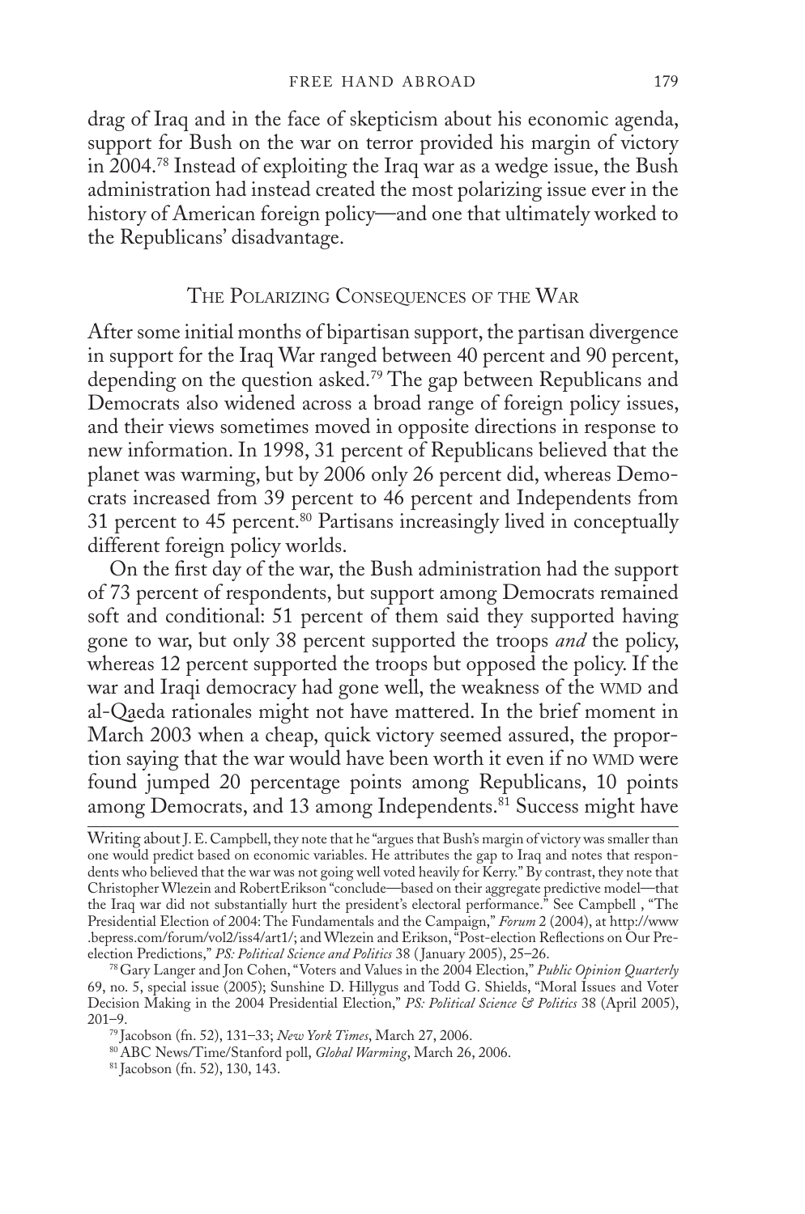drag of Iraq and in the face of skepticism about his economic agenda, support for Bush on the war on terror provided his margin of victory in 2004.[78] Instead of exploiting the Iraq war as a wedge issue, the Bush administration had instead created the most polarizing issue ever in the history of American foreign policy—and one that ultimately worked to the Republicans' disadvantage.

## The Polarizing Consequences of the War

After some initial months of bipartisan support, the partisan divergence in support for the Iraq War ranged between 40 percent and 90 percent, depending on the question asked.[79] The gap between Republicans and Democrats also widened across a broad range of foreign policy issues, and their views sometimes moved in opposite directions in response to new information. In 1998, 31 percent of Republicans believed that the planet was warming, but by 2006 only 26 percent did, whereas Democrats increased from 39 percent to 46 percent and Independents from 31 percent to 45 percent.[80] Partisans increasingly lived in conceptually different foreign policy worlds.

On the first day of the war, the Bush administration had the support of 73 percent of respondents, but support among Democrats remained soft and conditional: 51 percent of them said they supported having gone to war, but only 38 percent supported the troops *and* the policy, whereas 12 percent supported the troops but opposed the policy. If the war and Iraqi democracy had gone well, the weakness of the WMD and al-Qaeda rationales might not have mattered. In the brief moment in March 2003 when a cheap, quick victory seemed assured, the proportion saying that the war would have been worth it even if no WMD were found jumped 20 percentage points among Republicans, 10 points among Democrats, and 13 among Independents.[81] Success might have

---

Writing about J. E. Campbell, they note that he "argues that Bush's margin of victory was smaller than one would predict based on economic variables. He attributes the gap to Iraq and notes that respondents who believed that the war was not going well voted heavily for Kerry." By contrast, they note that Christopher Wlezein and RobertErikson "conclude—based on their aggregate predictive model—that the Iraq war did not substantially hurt the president's electoral performance." See Campbell , "The Presidential Election of 2004: The Fundamentals and the Campaign," *Forum* 2 (2004), at http://www.bepress.com/forum/vol2/iss4/art1/; and Wlezein and Erikson, "Post-election Reflections on Our Pre-election Predictions," *PS: Political Science and Politics* 38 (January 2005), 25–26.

[78] Gary Langer and Jon Cohen, "Voters and Values in the 2004 Election," *Public Opinion Quarterly* 69, no. 5, special issue (2005); Sunshine D. Hillygus and Todd G. Shields, "Moral Issues and Voter Decision Making in the 2004 Presidential Election," *PS: Political Science & Politics* 38 (April 2005), 201–9.

[79] Jacobson (fn. 52), 131–33; *New York Times*, March 27, 2006.

[80] ABC News/Time/Stanford poll, *Global Warming*, March 26, 2006.

[81] Jacobson (fn. 52), 130, 143.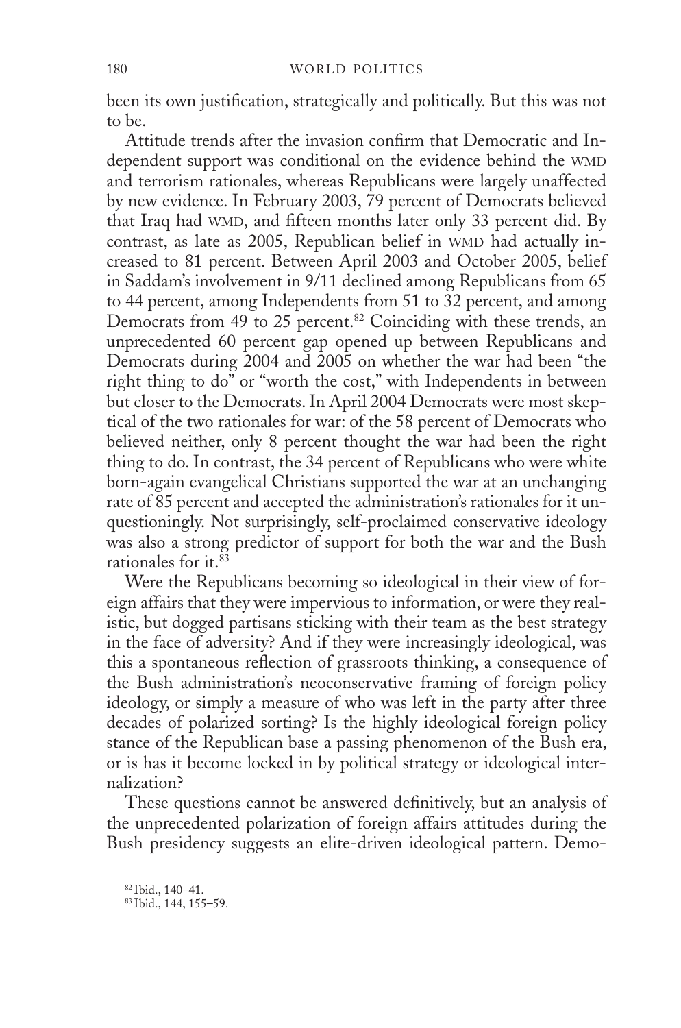been its own justification, strategically and politically. But this was not to be.

Attitude trends after the invasion confirm that Democratic and Independent support was conditional on the evidence behind the WMD and terrorism rationales, whereas Republicans were largely unaffected by new evidence. In February 2003, 79 percent of Democrats believed that Iraq had WMD, and fifteen months later only 33 percent did. By contrast, as late as 2005, Republican belief in WMD had actually increased to 81 percent. Between April 2003 and October 2005, belief in Saddam's involvement in 9/11 declined among Republicans from 65 to 44 percent, among Independents from 51 to 32 percent, and among Democrats from 49 to 25 percent.[82] Coinciding with these trends, an unprecedented 60 percent gap opened up between Republicans and Democrats during 2004 and 2005 on whether the war had been "the right thing to do" or "worth the cost," with Independents in between but closer to the Democrats. In April 2004 Democrats were most skeptical of the two rationales for war: of the 58 percent of Democrats who believed neither, only 8 percent thought the war had been the right thing to do. In contrast, the 34 percent of Republicans who were white born-again evangelical Christians supported the war at an unchanging rate of 85 percent and accepted the administration's rationales for it unquestioningly. Not surprisingly, self-proclaimed conservative ideology was also a strong predictor of support for both the war and the Bush rationales for it.[83]

Were the Republicans becoming so ideological in their view of foreign affairs that they were impervious to information, or were they realistic, but dogged partisans sticking with their team as the best strategy in the face of adversity? And if they were increasingly ideological, was this a spontaneous reflection of grassroots thinking, a consequence of the Bush administration's neoconservative framing of foreign policy ideology, or simply a measure of who was left in the party after three decades of polarized sorting? Is the highly ideological foreign policy stance of the Republican base a passing phenomenon of the Bush era, or is has it become locked in by political strategy or ideological internalization?

These questions cannot be answered definitively, but an analysis of the unprecedented polarization of foreign affairs attitudes during the Bush presidency suggests an elite-driven ideological pattern. Demo-

[82] Ibid., 140–41.

[83] Ibid., 144, 155–59.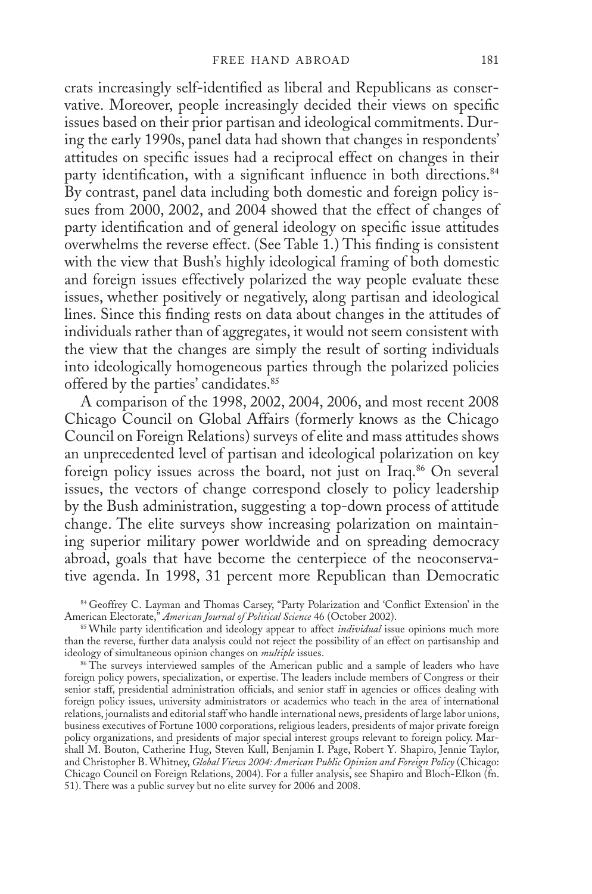crats increasingly self-identified as liberal and Republicans as conservative. Moreover, people increasingly decided their views on specific issues based on their prior partisan and ideological commitments. During the early 1990s, panel data had shown that changes in respondents' attitudes on specific issues had a reciprocal effect on changes in their party identification, with a significant influence in both directions.[84] By contrast, panel data including both domestic and foreign policy issues from 2000, 2002, and 2004 showed that the effect of changes of party identification and of general ideology on specific issue attitudes overwhelms the reverse effect. (See Table 1.) This finding is consistent with the view that Bush's highly ideological framing of both domestic and foreign issues effectively polarized the way people evaluate these issues, whether positively or negatively, along partisan and ideological lines. Since this finding rests on data about changes in the attitudes of individuals rather than of aggregates, it would not seem consistent with the view that the changes are simply the result of sorting individuals into ideologically homogeneous parties through the polarized policies offered by the parties' candidates.[85]

A comparison of the 1998, 2002, 2004, 2006, and most recent 2008 Chicago Council on Global Affairs (formerly knows as the Chicago Council on Foreign Relations) surveys of elite and mass attitudes shows an unprecedented level of partisan and ideological polarization on key foreign policy issues across the board, not just on Iraq.[86] On several issues, the vectors of change correspond closely to policy leadership by the Bush administration, suggesting a top-down process of attitude change. The elite surveys show increasing polarization on maintaining superior military power worldwide and on spreading democracy abroad, goals that have become the centerpiece of the neoconservative agenda. In 1998, 31 percent more Republican than Democratic

[84] Geoffrey C. Layman and Thomas Carsey, "Party Polarization and 'Conflict Extension' in the American Electorate," *American Journal of Political Science* 46 (October 2002).

[85] While party identification and ideology appear to affect *individual* issue opinions much more than the reverse, further data analysis could not reject the possibility of an effect on partisanship and ideology of simultaneous opinion changes on *multiple* issues.

[86] The surveys interviewed samples of the American public and a sample of leaders who have foreign policy powers, specialization, or expertise. The leaders include members of Congress or their senior staff, presidential administration officials, and senior staff in agencies or offices dealing with foreign policy issues, university administrators or academics who teach in the area of international relations, journalists and editorial staff who handle international news, presidents of large labor unions, business executives of Fortune 1000 corporations, religious leaders, presidents of major private foreign policy organizations, and presidents of major special interest groups relevant to foreign policy. Marshall M. Bouton, Catherine Hug, Steven Kull, Benjamin I. Page, Robert Y. Shapiro, Jennie Taylor, and Christopher B. Whitney, *Global Views 2004: American Public Opinion and Foreign Policy* (Chicago: Chicago Council on Foreign Relations, 2004). For a fuller analysis, see Shapiro and Bloch-Elkon (fn. 51). There was a public survey but no elite survey for 2006 and 2008.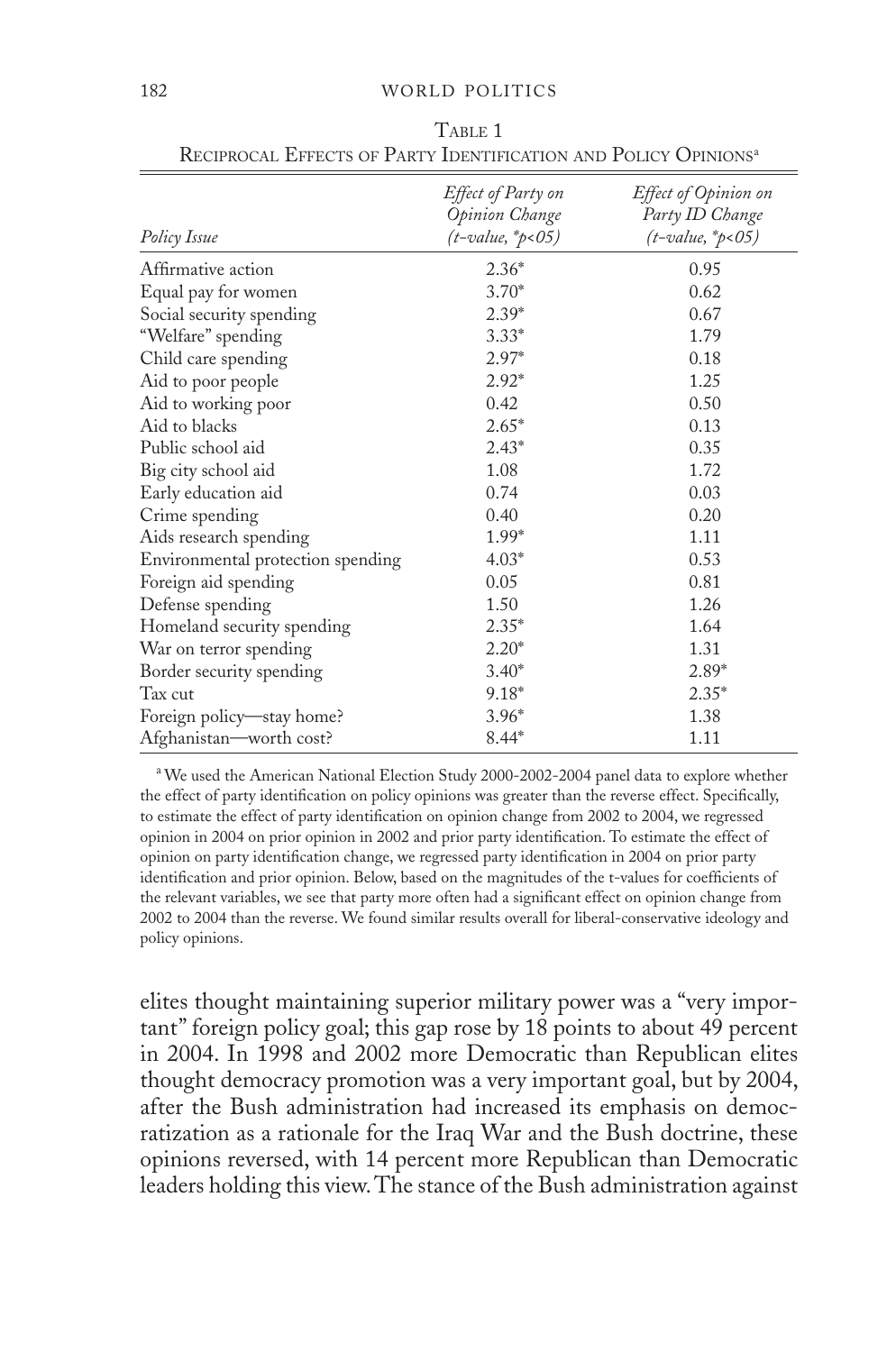Table 1

Reciprocal Effects of Party Identification and Policy Opinions[a]

| *Policy Issue* | *Effect of Party on Opinion Change (t-value, *p<05)* | *Effect of Opinion on Party ID Change (t-value, *p<05)* |
|---|---|---|
| Affirmative action | 2.36* | 0.95 |
| Equal pay for women | 3.70* | 0.62 |
| Social security spending | 2.39* | 0.67 |
| "Welfare" spending | 3.33* | 1.79 |
| Child care spending | 2.97* | 0.18 |
| Aid to poor people | 2.92* | 1.25 |
| Aid to working poor | 0.42 | 0.50 |
| Aid to blacks | 2.65* | 0.13 |
| Public school aid | 2.43* | 0.35 |
| Big city school aid | 1.08 | 1.72 |
| Early education aid | 0.74 | 0.03 |
| Crime spending | 0.40 | 0.20 |
| Aids research spending | 1.99* | 1.11 |
| Environmental protection spending | 4.03* | 0.53 |
| Foreign aid spending | 0.05 | 0.81 |
| Defense spending | 1.50 | 1.26 |
| Homeland security spending | 2.35* | 1.64 |
| War on terror spending | 2.20* | 1.31 |
| Border security spending | 3.40* | 2.89* |
| Tax cut | 9.18* | 2.35* |
| Foreign policy—stay home? | 3.96* | 1.38 |
| Afghanistan—worth cost? | 8.44* | 1.11 |

[a] We used the American National Election Study 2000-2002-2004 panel data to explore whether the effect of party identification on policy opinions was greater than the reverse effect. Specifically, to estimate the effect of party identification on opinion change from 2002 to 2004, we regressed opinion in 2004 on prior opinion in 2002 and prior party identification. To estimate the effect of opinion on party identification change, we regressed party identification in 2004 on prior party identification and prior opinion. Below, based on the magnitudes of the t-values for coefficients of the relevant variables, we see that party more often had a significant effect on opinion change from 2002 to 2004 than the reverse. We found similar results overall for liberal-conservative ideology and policy opinions.

elites thought maintaining superior military power was a "very important" foreign policy goal; this gap rose by 18 points to about 49 percent in 2004. In 1998 and 2002 more Democratic than Republican elites thought democracy promotion was a very important goal, but by 2004, after the Bush administration had increased its emphasis on democratization as a rationale for the Iraq War and the Bush doctrine, these opinions reversed, with 14 percent more Republican than Democratic leaders holding this view. The stance of the Bush administration against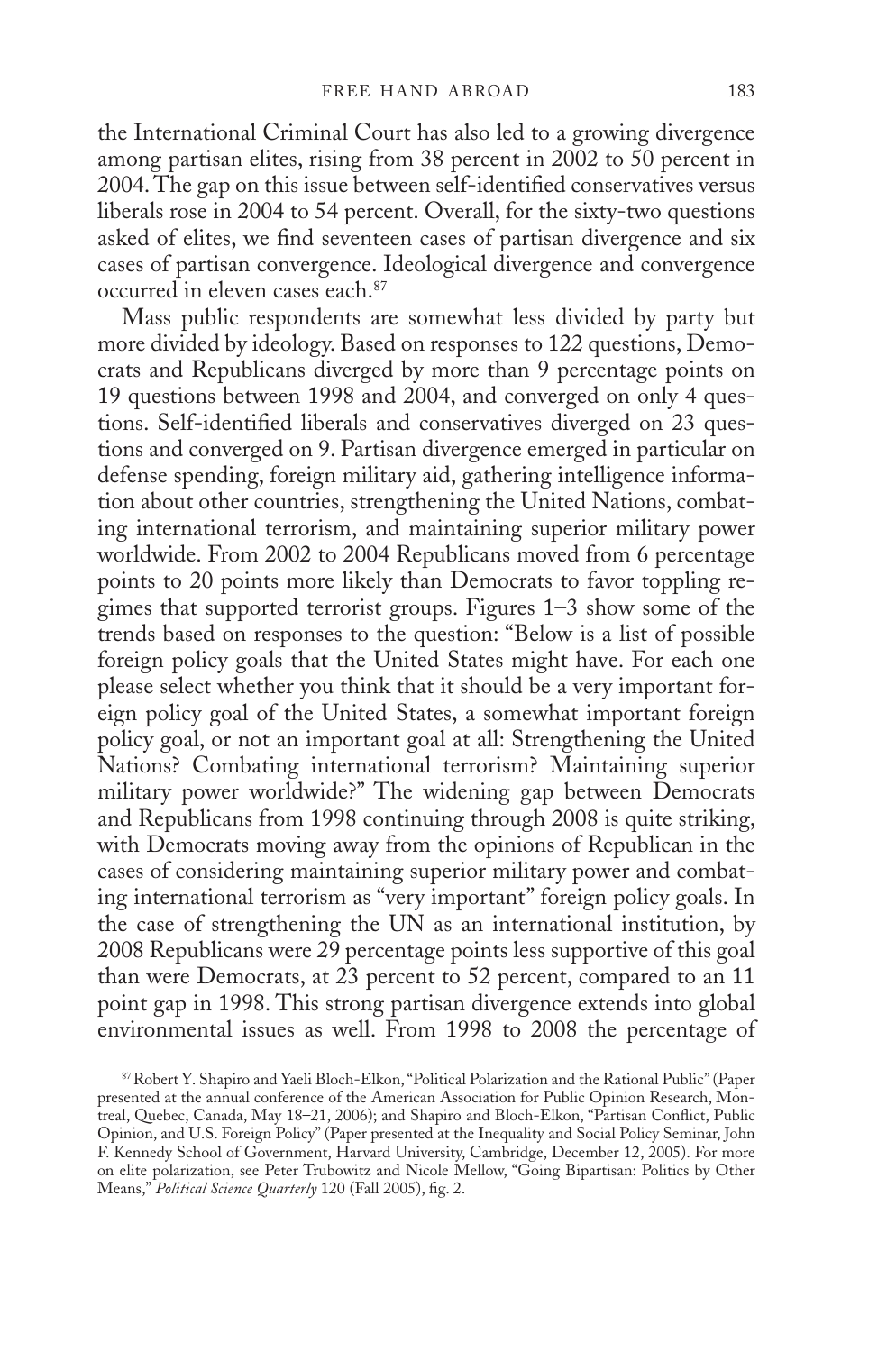the International Criminal Court has also led to a growing divergence among partisan elites, rising from 38 percent in 2002 to 50 percent in 2004. The gap on this issue between self-identified conservatives versus liberals rose in 2004 to 54 percent. Overall, for the sixty-two questions asked of elites, we find seventeen cases of partisan divergence and six cases of partisan convergence. Ideological divergence and convergence occurred in eleven cases each.[87]

Mass public respondents are somewhat less divided by party but more divided by ideology. Based on responses to 122 questions, Democrats and Republicans diverged by more than 9 percentage points on 19 questions between 1998 and 2004, and converged on only 4 questions. Self-identified liberals and conservatives diverged on 23 questions and converged on 9. Partisan divergence emerged in particular on defense spending, foreign military aid, gathering intelligence information about other countries, strengthening the United Nations, combating international terrorism, and maintaining superior military power worldwide. From 2002 to 2004 Republicans moved from 6 percentage points to 20 points more likely than Democrats to favor toppling regimes that supported terrorist groups. Figures 1–3 show some of the trends based on responses to the question: "Below is a list of possible foreign policy goals that the United States might have. For each one please select whether you think that it should be a very important foreign policy goal of the United States, a somewhat important foreign policy goal, or not an important goal at all: Strengthening the United Nations? Combating international terrorism? Maintaining superior military power worldwide?" The widening gap between Democrats and Republicans from 1998 continuing through 2008 is quite striking, with Democrats moving away from the opinions of Republican in the cases of considering maintaining superior military power and combating international terrorism as "very important" foreign policy goals. In the case of strengthening the UN as an international institution, by 2008 Republicans were 29 percentage points less supportive of this goal than were Democrats, at 23 percent to 52 percent, compared to an 11 point gap in 1998. This strong partisan divergence extends into global environmental issues as well. From 1998 to 2008 the percentage of

[87] Robert Y. Shapiro and Yaeli Bloch-Elkon, "Political Polarization and the Rational Public" (Paper presented at the annual conference of the American Association for Public Opinion Research, Montreal, Quebec, Canada, May 18–21, 2006); and Shapiro and Bloch-Elkon, "Partisan Conflict, Public Opinion, and U.S. Foreign Policy" (Paper presented at the Inequality and Social Policy Seminar, John F. Kennedy School of Government, Harvard University, Cambridge, December 12, 2005). For more on elite polarization, see Peter Trubowitz and Nicole Mellow, "Going Bipartisan: Politics by Other Means," *Political Science Quarterly* 120 (Fall 2005), fig. 2.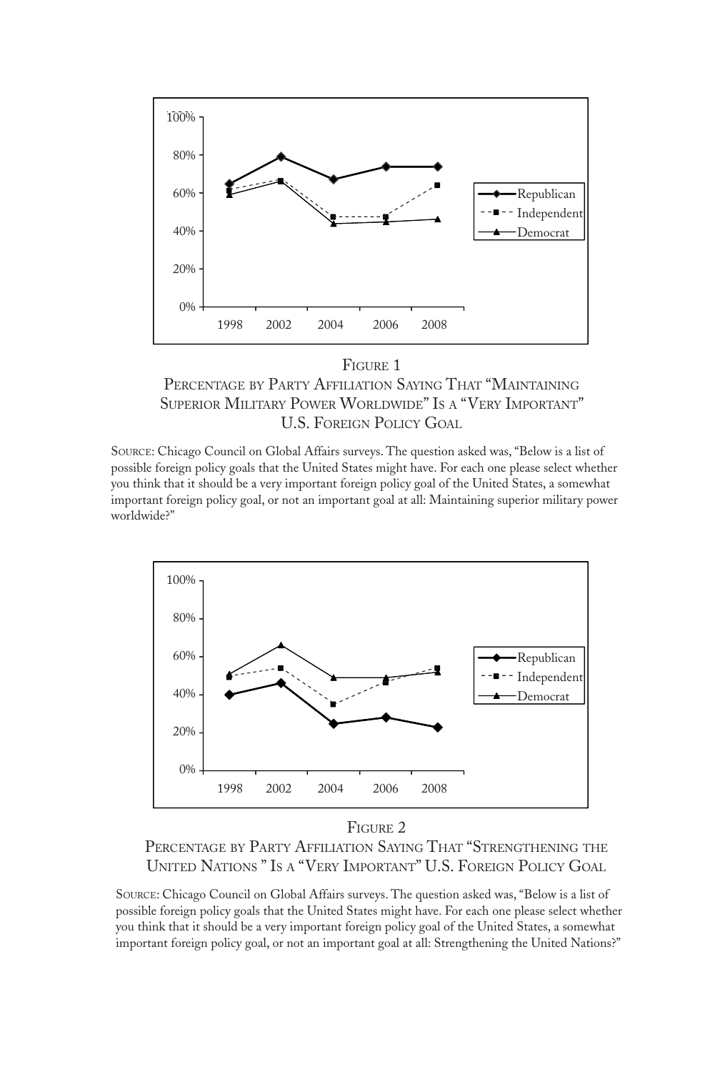FIGURE 1

PERCENTAGE BY PARTY AFFILIATION SAYING THAT "MAINTAINING SUPERIOR MILITARY POWER WORLDWIDE" IS A "VERY IMPORTANT" U.S. FOREIGN POLICY GOAL

SOURCE: Chicago Council on Global Affairs surveys. The question asked was, "Below is a list of possible foreign policy goals that the United States might have. For each one please select whether you think that it should be a very important foreign policy goal of the United States, a somewhat important foreign policy goal, or not an important goal at all: Maintaining superior military power worldwide?"

FIGURE 2

PERCENTAGE BY PARTY AFFILIATION SAYING THAT "STRENGTHENING THE UNITED NATIONS" IS A "VERY IMPORTANT" U.S. FOREIGN POLICY GOAL

SOURCE: Chicago Council on Global Affairs surveys. The question asked was, "Below is a list of possible foreign policy goals that the United States might have. For each one please select whether you think that it should be a very important foreign policy goal of the United States, a somewhat important foreign policy goal, or not an important goal at all: Strengthening the United Nations?"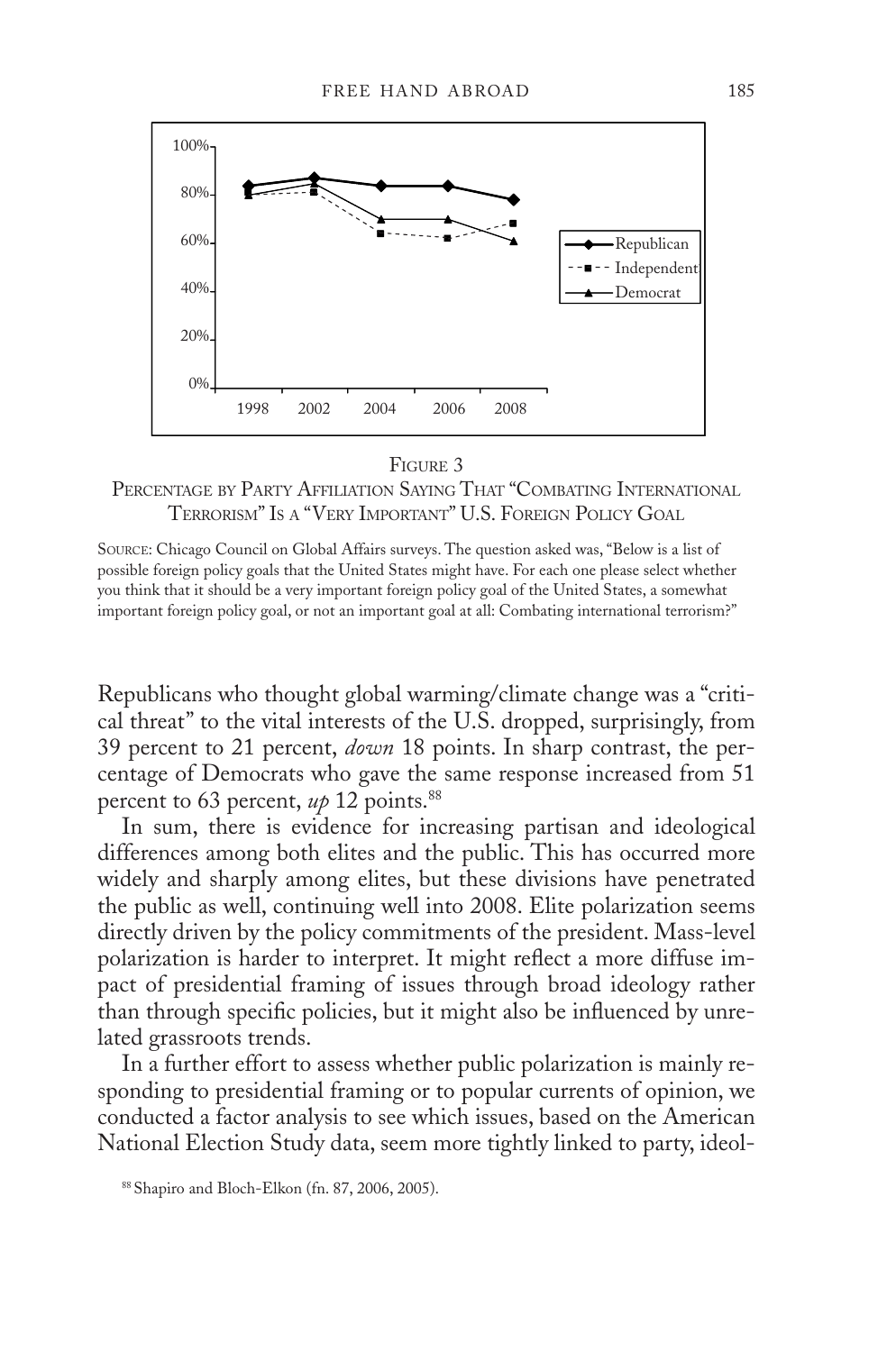Figure 3

Percentage by Party Affiliation Saying That "Combating International Terrorism" Is a "Very Important" U.S. Foreign Policy Goal

Source: Chicago Council on Global Affairs surveys. The question asked was, "Below is a list of possible foreign policy goals that the United States might have. For each one please select whether you think that it should be a very important foreign policy goal of the United States, a somewhat important foreign policy goal, or not an important goal at all: Combating international terrorism?"

Republicans who thought global warming/climate change was a "critical threat" to the vital interests of the U.S. dropped, surprisingly, from 39 percent to 21 percent, *down* 18 points. In sharp contrast, the percentage of Democrats who gave the same response increased from 51 percent to 63 percent, *up* 12 points.[88]

In sum, there is evidence for increasing partisan and ideological differences among both elites and the public. This has occurred more widely and sharply among elites, but these divisions have penetrated the public as well, continuing well into 2008. Elite polarization seems directly driven by the policy commitments of the president. Mass-level polarization is harder to interpret. It might reflect a more diffuse impact of presidential framing of issues through broad ideology rather than through specific policies, but it might also be influenced by unrelated grassroots trends.

In a further effort to assess whether public polarization is mainly responding to presidential framing or to popular currents of opinion, we conducted a factor analysis to see which issues, based on the American National Election Study data, seem more tightly linked to party, ideol-

[88] Shapiro and Bloch-Elkon (fn. 87, 2006, 2005).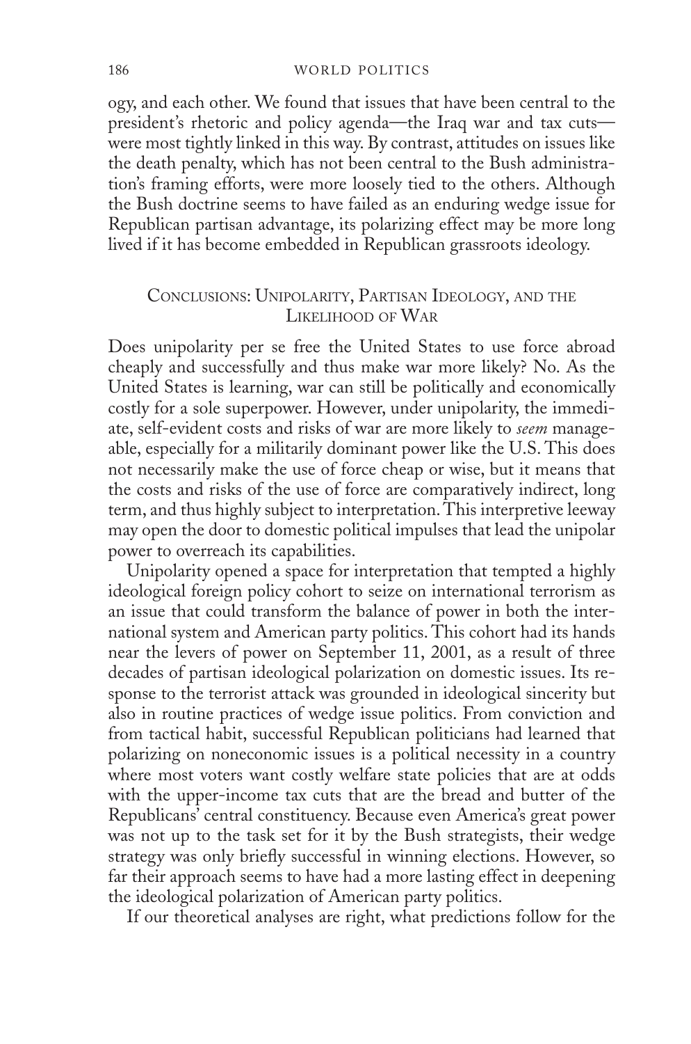ogy, and each other. We found that issues that have been central to the president's rhetoric and policy agenda—the Iraq war and tax cuts—were most tightly linked in this way. By contrast, attitudes on issues like the death penalty, which has not been central to the Bush administration's framing efforts, were more loosely tied to the others. Although the Bush doctrine seems to have failed as an enduring wedge issue for Republican partisan advantage, its polarizing effect may be more long lived if it has become embedded in Republican grassroots ideology.

## Conclusions: Unipolarity, Partisan Ideology, and the Likelihood of War

Does unipolarity per se free the United States to use force abroad cheaply and successfully and thus make war more likely? No. As the United States is learning, war can still be politically and economically costly for a sole superpower. However, under unipolarity, the immediate, self-evident costs and risks of war are more likely to *seem* manageable, especially for a militarily dominant power like the U.S. This does not necessarily make the use of force cheap or wise, but it means that the costs and risks of the use of force are comparatively indirect, long term, and thus highly subject to interpretation. This interpretive leeway may open the door to domestic political impulses that lead the unipolar power to overreach its capabilities.

Unipolarity opened a space for interpretation that tempted a highly ideological foreign policy cohort to seize on international terrorism as an issue that could transform the balance of power in both the international system and American party politics. This cohort had its hands near the levers of power on September 11, 2001, as a result of three decades of partisan ideological polarization on domestic issues. Its response to the terrorist attack was grounded in ideological sincerity but also in routine practices of wedge issue politics. From conviction and from tactical habit, successful Republican politicians had learned that polarizing on noneconomic issues is a political necessity in a country where most voters want costly welfare state policies that are at odds with the upper-income tax cuts that are the bread and butter of the Republicans' central constituency. Because even America's great power was not up to the task set for it by the Bush strategists, their wedge strategy was only briefly successful in winning elections. However, so far their approach seems to have had a more lasting effect in deepening the ideological polarization of American party politics.

If our theoretical analyses are right, what predictions follow for the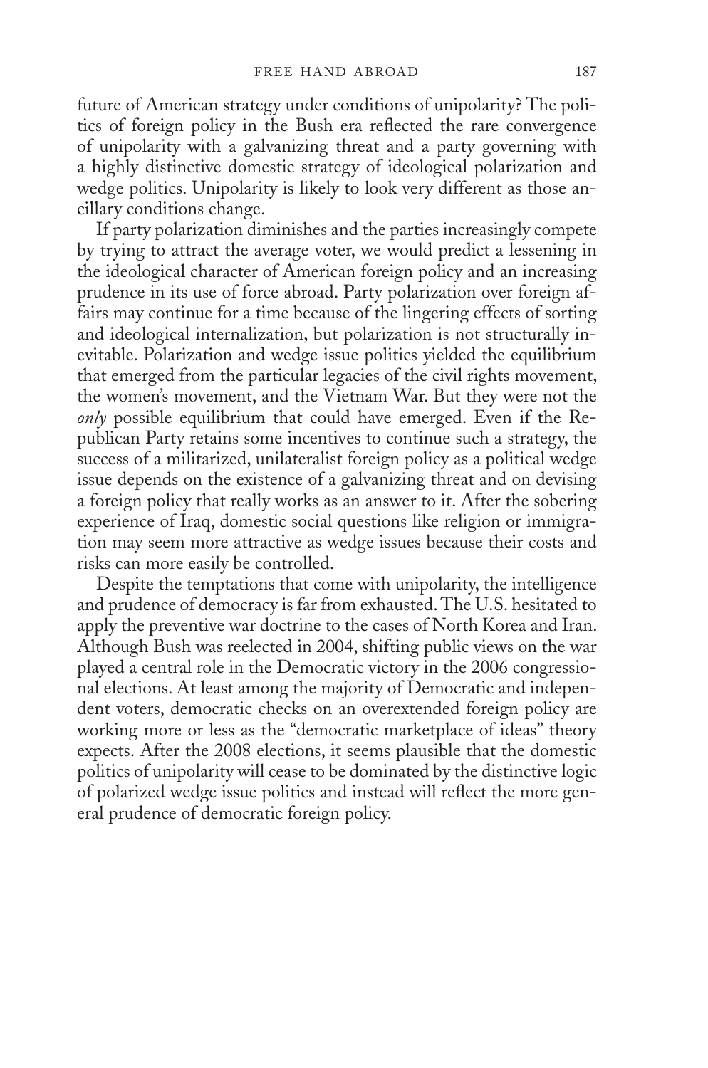future of American strategy under conditions of unipolarity? The politics of foreign policy in the Bush era reflected the rare convergence of unipolarity with a galvanizing threat and a party governing with a highly distinctive domestic strategy of ideological polarization and wedge politics. Unipolarity is likely to look very different as those ancillary conditions change.

If party polarization diminishes and the parties increasingly compete by trying to attract the average voter, we would predict a lessening in the ideological character of American foreign policy and an increasing prudence in its use of force abroad. Party polarization over foreign affairs may continue for a time because of the lingering effects of sorting and ideological internalization, but polarization is not structurally inevitable. Polarization and wedge issue politics yielded the equilibrium that emerged from the particular legacies of the civil rights movement, the women's movement, and the Vietnam War. But they were not the *only* possible equilibrium that could have emerged. Even if the Republican Party retains some incentives to continue such a strategy, the success of a militarized, unilateralist foreign policy as a political wedge issue depends on the existence of a galvanizing threat and on devising a foreign policy that really works as an answer to it. After the sobering experience of Iraq, domestic social questions like religion or immigration may seem more attractive as wedge issues because their costs and risks can more easily be controlled.

Despite the temptations that come with unipolarity, the intelligence and prudence of democracy is far from exhausted. The U.S. hesitated to apply the preventive war doctrine to the cases of North Korea and Iran. Although Bush was reelected in 2004, shifting public views on the war played a central role in the Democratic victory in the 2006 congressional elections. At least among the majority of Democratic and independent voters, democratic checks on an overextended foreign policy are working more or less as the "democratic marketplace of ideas" theory expects. After the 2008 elections, it seems plausible that the domestic politics of unipolarity will cease to be dominated by the distinctive logic of polarized wedge issue politics and instead will reflect the more general prudence of democratic foreign policy.